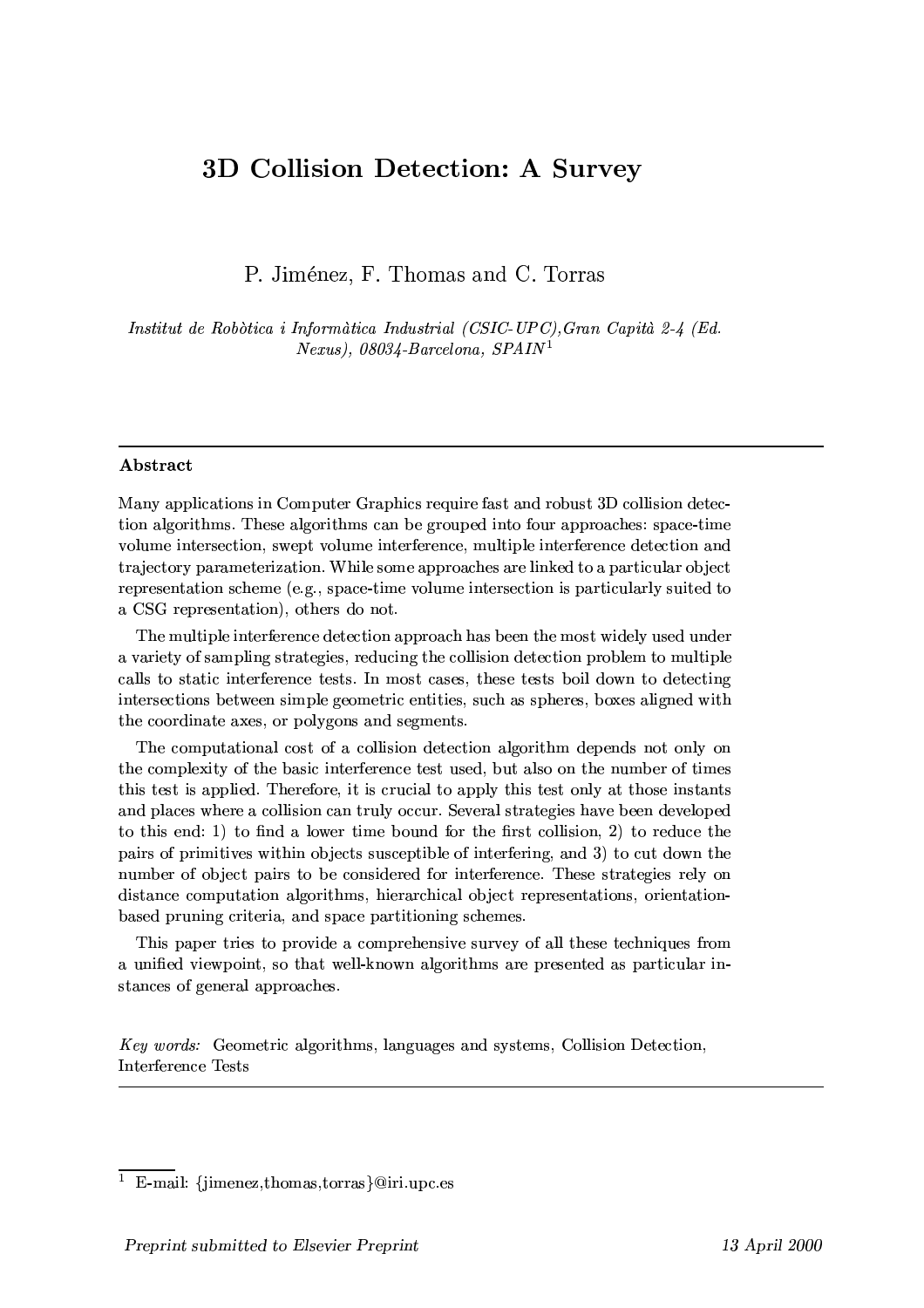# 3D Collision Detection: A Survey

P. Jiménez, F. Thomas and C. Torras

*Institut de Robòtica i Informàtica Industrial (CSIC-UPC),Gran Capità 2-4 (Ed. Nexus), 08034-Barcelona, SPAIN*[1]

## Abstract

Many applications in Computer Graphics require fast and robust 3D collision detection algorithms. These algorithms can be grouped into four approaches: space-time volume intersection, swept volume interference, multiple interference detection and trajectory parameterization. While some approaches are linked to a particular object representation scheme (e.g., space-time volume intersection is particularly suited to a CSG representation), others do not.

The multiple interference detection approach has been the most widely used under a variety of sampling strategies, reducing the collision detection problem to multiple calls to static interference tests. In most cases, these tests boil down to detecting intersections between simple geometric entities, such as spheres, boxes aligned with the coordinate axes, or polygons and segments.

The computational cost of a collision detection algorithm depends not only on the complexity of the basic interference test used, but also on the number of times this test is applied. Therefore, it is crucial to apply this test only at those instants and places where a collision can truly occur. Several strategies have been developed to this end: 1) to find a lower time bound for the first collision, 2) to reduce the pairs of primitives within objects susceptible of interfering, and 3) to cut down the number of object pairs to be considered for interference. These strategies rely on distance computation algorithms, hierarchical object representations, orientation-based pruning criteria, and space partitioning schemes.

This paper tries to provide a comprehensive survey of all these techniques from a unified viewpoint, so that well-known algorithms are presented as particular instances of general approaches.

*Key words:* Geometric algorithms, languages and systems, Collision Detection, Interference Tests

---

[1] E-mail: {jimenez,thomas,torras}@iri.upc.es

*Preprint submitted to Elsevier Preprint* — *13 April 2000*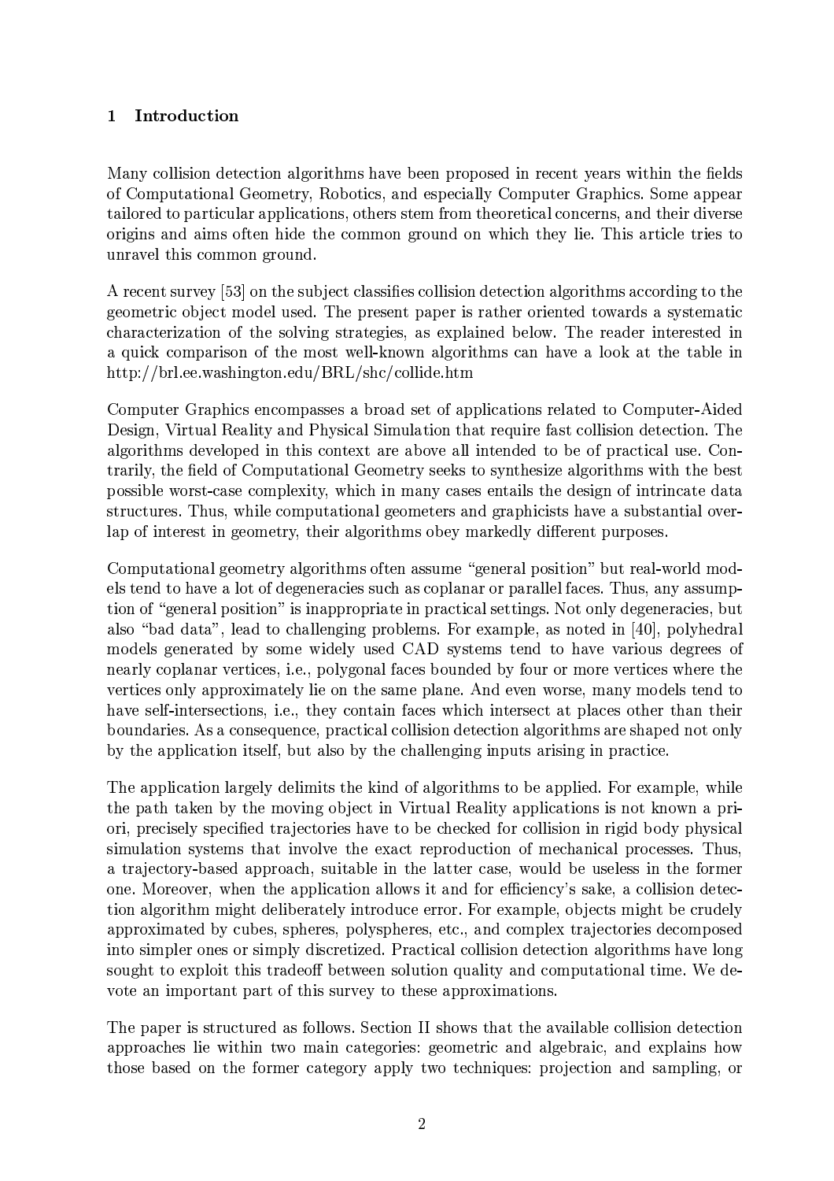## 1 Introduction

Many collision detection algorithms have been proposed in recent years within the fields of Computational Geometry, Robotics, and especially Computer Graphics. Some appear tailored to particular applications, others stem from theoretical concerns, and their diverse origins and aims often hide the common ground on which they lie. This article tries to unravel this common ground.

A recent survey [53] on the subject classifies collision detection algorithms according to the geometric object model used. The present paper is rather oriented towards a systematic characterization of the solving strategies, as explained below. The reader interested in a quick comparison of the most well-known algorithms can have a look at the table in http://brl.ee.washington.edu/BRL/shc/collide.htm

Computer Graphics encompasses a broad set of applications related to Computer-Aided Design, Virtual Reality and Physical Simulation that require fast collision detection. The algorithms developed in this context are above all intended to be of practical use. Contrarily, the field of Computational Geometry seeks to synthesize algorithms with the best possible worst-case complexity, which in many cases entails the design of intricate data structures. Thus, while computational geometers and graphicists have a substantial overlap of interest in geometry, their algorithms obey markedly different purposes.

Computational geometry algorithms often assume "general position" but real-world models tend to have a lot of degeneracies such as coplanar or parallel faces. Thus, any assumption of "general position" is inappropriate in practical settings. Not only degeneracies, but also "bad data", lead to challenging problems. For example, as noted in [40], polyhedral models generated by some widely used CAD systems tend to have various degrees of nearly coplanar vertices, i.e., polygonal faces bounded by four or more vertices where the vertices only approximately lie on the same plane. And even worse, many models tend to have self-intersections, i.e., they contain faces which intersect at places other than their boundaries. As a consequence, practical collision detection algorithms are shaped not only by the application itself, but also by the challenging inputs arising in practice.

The application largely delimits the kind of algorithms to be applied. For example, while the path taken by the moving object in Virtual Reality applications is not known a priori, precisely specified trajectories have to be checked for collision in rigid body physical simulation systems that involve the exact reproduction of mechanical processes. Thus, a trajectory-based approach, suitable in the latter case, would be useless in the former one. Moreover, when the application allows it and for efficiency's sake, a collision detection algorithm might deliberately introduce error. For example, objects might be crudely approximated by cubes, spheres, polyspheres, etc., and complex trajectories decomposed into simpler ones or simply discretized. Practical collision detection algorithms have long sought to exploit this tradeoff between solution quality and computational time. We devote an important part of this survey to these approximations.

The paper is structured as follows. Section II shows that the available collision detection approaches lie within two main categories: geometric and algebraic, and explains how those based on the former category apply two techniques: projection and sampling, or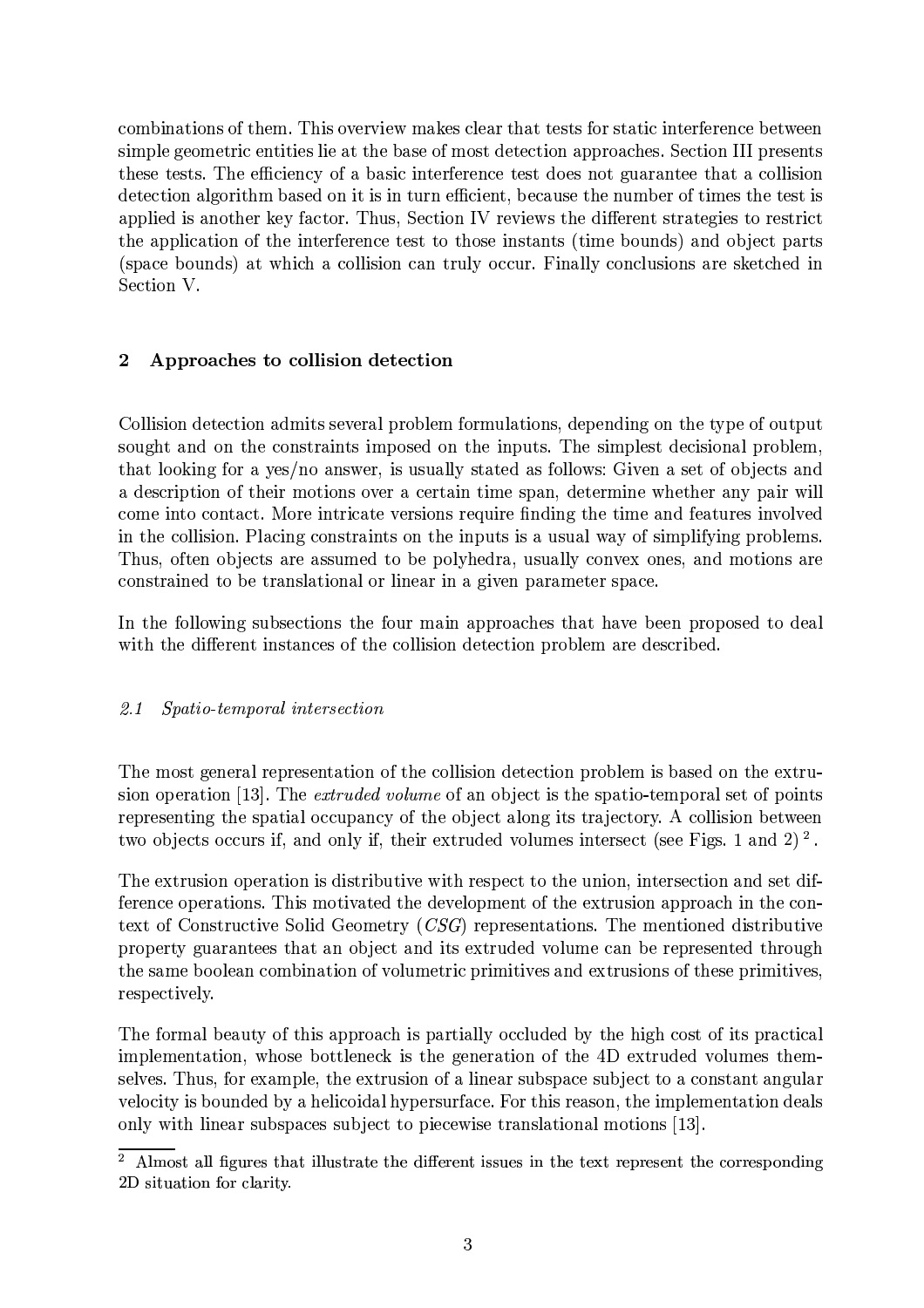combinations of them. This overview makes clear that tests for static interference between simple geometric entities lie at the base of most detection approaches. Section III presents these tests. The efficiency of a basic interference test does not guarantee that a collision detection algorithm based on it is in turn efficient, because the number of times the test is applied is another key factor. Thus, Section IV reviews the different strategies to restrict the application of the interference test to those instants (time bounds) and object parts (space bounds) at which a collision can truly occur. Finally conclusions are sketched in Section V.

## 2 Approaches to collision detection

Collision detection admits several problem formulations, depending on the type of output sought and on the constraints imposed on the inputs. The simplest decisional problem, that looking for a yes/no answer, is usually stated as follows: Given a set of objects and a description of their motions over a certain time span, determine whether any pair will come into contact. More intricate versions require finding the time and features involved in the collision. Placing constraints on the inputs is a usual way of simplifying problems. Thus, often objects are assumed to be polyhedra, usually convex ones, and motions are constrained to be translational or linear in a given parameter space.

In the following subsections the four main approaches that have been proposed to deal with the different instances of the collision detection problem are described.

### *2.1 Spatio-temporal intersection*

The most general representation of the collision detection problem is based on the extrusion operation [13]. The *extruded volume* of an object is the spatio-temporal set of points representing the spatial occupancy of the object along its trajectory. A collision between two objects occurs if, and only if, their extruded volumes intersect (see Figs. 1 and 2) [2].

The extrusion operation is distributive with respect to the union, intersection and set difference operations. This motivated the development of the extrusion approach in the context of Constructive Solid Geometry (*CSG*) representations. The mentioned distributive property guarantees that an object and its extruded volume can be represented through the same boolean combination of volumetric primitives and extrusions of these primitives, respectively.

The formal beauty of this approach is partially occluded by the high cost of its practical implementation, whose bottleneck is the generation of the 4D extruded volumes themselves. Thus, for example, the extrusion of a linear subspace subject to a constant angular velocity is bounded by a helicoidal hypersurface. For this reason, the implementation deals only with linear subspaces subject to piecewise translational motions [13].

[2] Almost all figures that illustrate the different issues in the text represent the corresponding 2D situation for clarity.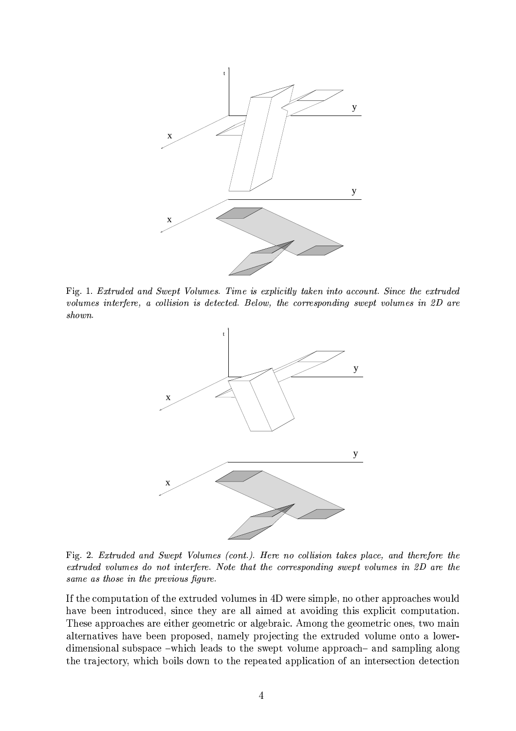Fig. 1. *Extruded and Swept Volumes. Time is explicitly taken into account. Since the extruded volumes interfere, a collision is detected. Below, the corresponding swept volumes in 2D are shown.*

Fig. 2. *Extruded and Swept Volumes (cont.). Here no collision takes place, and therefore the extruded volumes do not interfere. Note that the corresponding swept volumes in 2D are the same as those in the previous figure.*

If the computation of the extruded volumes in 4D were simple, no other approaches would have been introduced, since they are all aimed at avoiding this explicit computation. These approaches are either geometric or algebraic. Among the geometric ones, two main alternatives have been proposed, namely projecting the extruded volume onto a lower-dimensional subspace –which leads to the swept volume approach– and sampling along the trajectory, which boils down to the repeated application of an intersection detection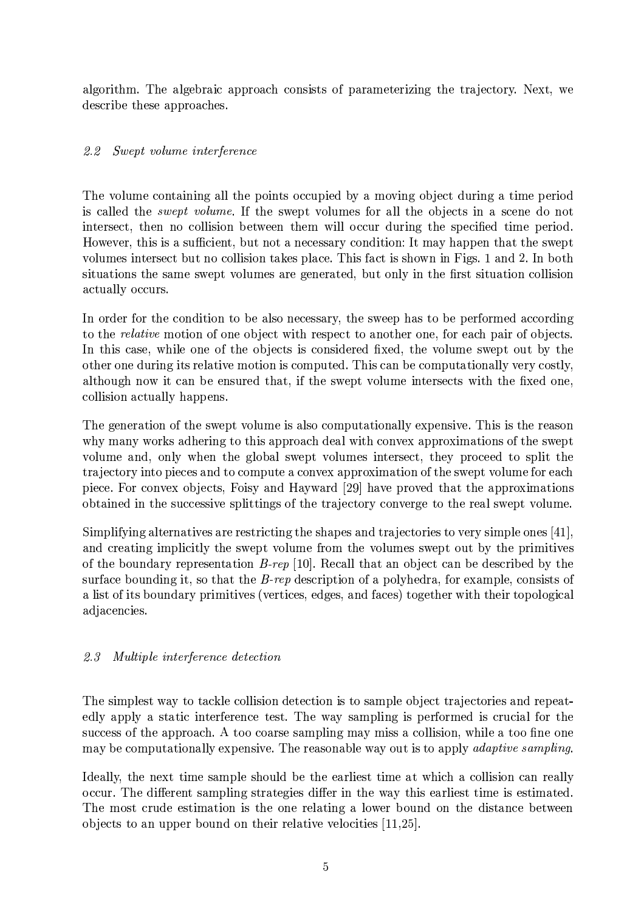algorithm. The algebraic approach consists of parameterizing the trajectory. Next, we describe these approaches.

### 2.2 Swept volume interference

The volume containing all the points occupied by a moving object during a time period is called the *swept volume*. If the swept volumes for all the objects in a scene do not intersect, then no collision between them will occur during the specified time period. However, this is a sufficient, but not a necessary condition: It may happen that the swept volumes intersect but no collision takes place. This fact is shown in Figs. 1 and 2. In both situations the same swept volumes are generated, but only in the first situation collision actually occurs.

In order for the condition to be also necessary, the sweep has to be performed according to the *relative* motion of one object with respect to another one, for each pair of objects. In this case, while one of the objects is considered fixed, the volume swept out by the other one during its relative motion is computed. This can be computationally very costly, although now it can be ensured that, if the swept volume intersects with the fixed one, collision actually happens.

The generation of the swept volume is also computationally expensive. This is the reason why many works adhering to this approach deal with convex approximations of the swept volume and, only when the global swept volumes intersect, they proceed to split the trajectory into pieces and to compute a convex approximation of the swept volume for each piece. For convex objects, Foisy and Hayward [29] have proved that the approximations obtained in the successive splittings of the trajectory converge to the real swept volume.

Simplifying alternatives are restricting the shapes and trajectories to very simple ones [41], and creating implicitly the swept volume from the volumes swept out by the primitives of the boundary representation *B-rep* [10]. Recall that an object can be described by the surface bounding it, so that the *B-rep* description of a polyhedra, for example, consists of a list of its boundary primitives (vertices, edges, and faces) together with their topological adjacencies.

### 2.3 Multiple interference detection

The simplest way to tackle collision detection is to sample object trajectories and repeatedly apply a static interference test. The way sampling is performed is crucial for the success of the approach. A too coarse sampling may miss a collision, while a too fine one may be computationally expensive. The reasonable way out is to apply *adaptive sampling*.

Ideally, the next time sample should be the earliest time at which a collision can really occur. The different sampling strategies differ in the way this earliest time is estimated. The most crude estimation is the one relating a lower bound on the distance between objects to an upper bound on their relative velocities [11,25].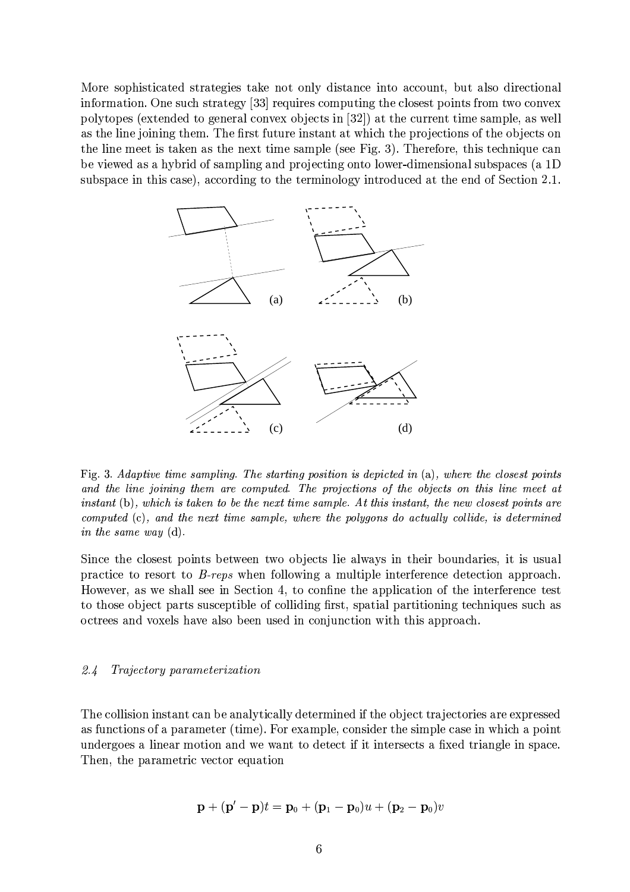More sophisticated strategies take not only distance into account, but also directional information. One such strategy [33] requires computing the closest points from two convex polytopes (extended to general convex objects in [32]) at the current time sample, as well as the line joining them. The first future instant at which the projections of the objects on the line meet is taken as the next time sample (see Fig. 3). Therefore, this technique can be viewed as a hybrid of sampling and projecting onto lower-dimensional subspaces (a 1D subspace in this case), according to the terminology introduced at the end of Section 2.1.

Fig. 3. *Adaptive time sampling. The starting position is depicted in* (a)*, where the closest points and the line joining them are computed. The projections of the objects on this line meet at instant* (b)*, which is taken to be the next time sample. At this instant, the new closest points are computed* (c)*, and the next time sample, where the polygons do actually collide, is determined in the same way* (d)*.*

Since the closest points between two objects lie always in their boundaries, it is usual practice to resort to *B-reps* when following a multiple interference detection approach. However, as we shall see in Section 4, to confine the application of the interference test to those object parts susceptible of colliding first, spatial partitioning techniques such as octrees and voxels have also been used in conjunction with this approach.

### *2.4 Trajectory parameterization*

The collision instant can be analytically determined if the object trajectories are expressed as functions of a parameter (time). For example, consider the simple case in which a point undergoes a linear motion and we want to detect if it intersects a fixed triangle in space. Then, the parametric vector equation

$$\mathbf{p} + (\mathbf{p}' - \mathbf{p})t = \mathbf{p}_0 + (\mathbf{p}_1 - \mathbf{p}_0)u + (\mathbf{p}_2 - \mathbf{p}_0)v$$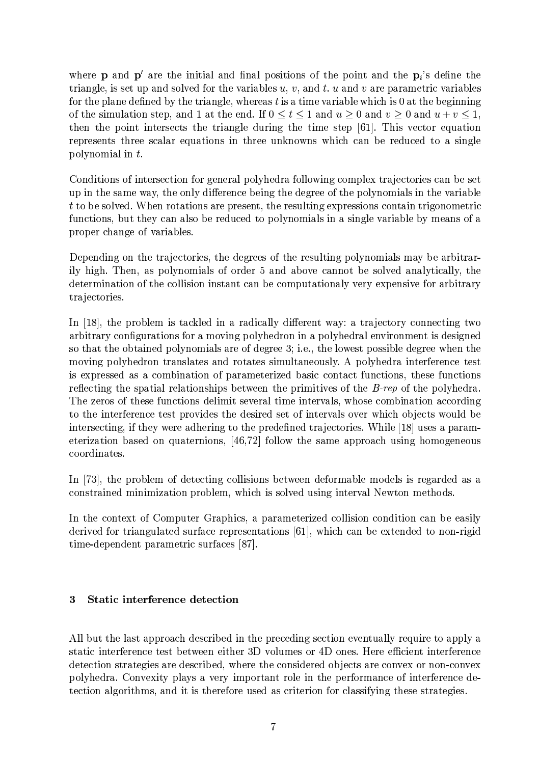where $\mathbf{p}$ and $\mathbf{p}'$ are the initial and final positions of the point and the $\mathbf{p}_i$'s define the triangle, is set up and solved for the variables $u$, $v$, and $t$. $u$ and $v$ are parametric variables for the plane defined by the triangle, whereas $t$ is a time variable which is 0 at the beginning of the simulation step, and 1 at the end. If $0 \leq t \leq 1$ and $u \geq 0$ and $v \geq 0$ and $u + v \leq 1$, then the point intersects the triangle during the time step [61]. This vector equation represents three scalar equations in three unknowns which can be reduced to a single polynomial in $t$.

Conditions of intersection for general polyhedra following complex trajectories can be set up in the same way, the only difference being the degree of the polynomials in the variable $t$ to be solved. When rotations are present, the resulting expressions contain trigonometric functions, but they can also be reduced to polynomials in a single variable by means of a proper change of variables.

Depending on the trajectories, the degrees of the resulting polynomials may be arbitrarily high. Then, as polynomials of order 5 and above cannot be solved analytically, the determination of the collision instant can be computationaly very expensive for arbitrary trajectories.

In [18], the problem is tackled in a radically different way: a trajectory connecting two arbitrary configurations for a moving polyhedron in a polyhedral environment is designed so that the obtained polynomials are of degree 3; i.e., the lowest possible degree when the moving polyhedron translates and rotates simultaneously. A polyhedra interference test is expressed as a combination of parameterized basic contact functions, these functions reflecting the spatial relationships between the primitives of the *B-rep* of the polyhedra. The zeros of these functions delimit several time intervals, whose combination according to the interference test provides the desired set of intervals over which objects would be intersecting, if they were adhering to the predefined trajectories. While [18] uses a parameterization based on quaternions, [46,72] follow the same approach using homogeneous coordinates.

In [73], the problem of detecting collisions between deformable models is regarded as a constrained minimization problem, which is solved using interval Newton methods.

In the context of Computer Graphics, a parameterized collision condition can be easily derived for triangulated surface representations [61], which can be extended to non-rigid time-dependent parametric surfaces [87].

## 3 Static interference detection

All but the last approach described in the preceding section eventually require to apply a static interference test between either 3D volumes or 4D ones. Here efficient interference detection strategies are described, where the considered objects are convex or non-convex polyhedra. Convexity plays a very important role in the performance of interference detection algorithms, and it is therefore used as criterion for classifying these strategies.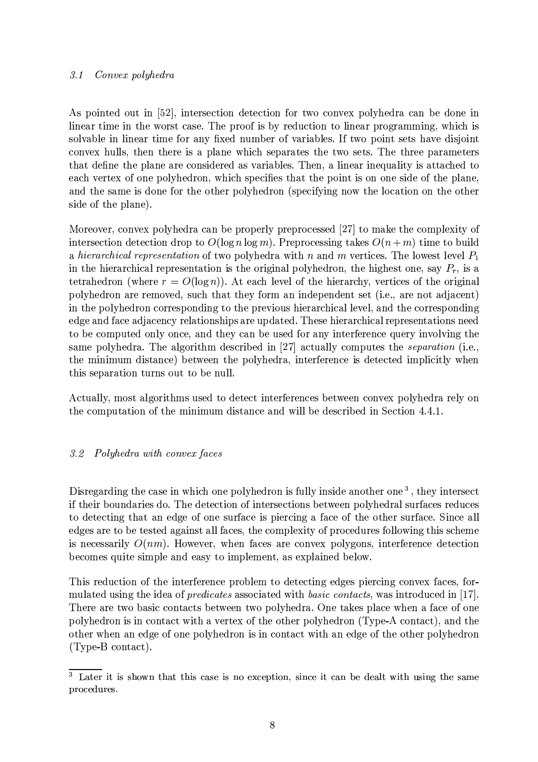### *3.1 Convex polyhedra*

As pointed out in [52], intersection detection for two convex polyhedra can be done in linear time in the worst case. The proof is by reduction to linear programming, which is solvable in linear time for any fixed number of variables. If two point sets have disjoint convex hulls, then there is a plane which separates the two sets. The three parameters that define the plane are considered as variables. Then, a linear inequality is attached to each vertex of one polyhedron, which specifies that the point is on one side of the plane, and the same is done for the other polyhedron (specifying now the location on the other side of the plane).

Moreover, convex polyhedra can be properly preprocessed [27] to make the complexity of intersection detection drop to $O(\log n \log m)$. Preprocessing takes $O(n + m)$ time to build a *hierarchical representation* of two polyhedra with $n$ and $m$ vertices. The lowest level $P_1$ in the hierarchical representation is the original polyhedron, the highest one, say $P_r$, is a tetrahedron (where $r = O(\log n)$). At each level of the hierarchy, vertices of the original polyhedron are removed, such that they form an independent set (i.e., are not adjacent) in the polyhedron corresponding to the previous hierarchical level, and the corresponding edge and face adjacency relationships are updated. These hierarchical representations need to be computed only once, and they can be used for any interference query involving the same polyhedra. The algorithm described in [27] actually computes the *separation* (i.e., the minimum distance) between the polyhedra, interference is detected implicitly when this separation turns out to be null.

Actually, most algorithms used to detect interferences between convex polyhedra rely on the computation of the minimum distance and will be described in Section 4.4.1.

### *3.2 Polyhedra with convex faces*

Disregarding the case in which one polyhedron is fully inside another one [3], they intersect if their boundaries do. The detection of intersections between polyhedral surfaces reduces to detecting that an edge of one surface is piercing a face of the other surface. Since all edges are to be tested against all faces, the complexity of procedures following this scheme is necessarily $O(nm)$. However, when faces are convex polygons, interference detection becomes quite simple and easy to implement, as explained below.

This reduction of the interference problem to detecting edges piercing convex faces, formulated using the idea of *predicates* associated with *basic contacts*, was introduced in [17]. There are two basic contacts between two polyhedra. One takes place when a face of one polyhedron is in contact with a vertex of the other polyhedron (Type-A contact), and the other when an edge of one polyhedron is in contact with an edge of the other polyhedron (Type-B contact).

[3] Later it is shown that this case is no exception, since it can be dealt with using the same procedures.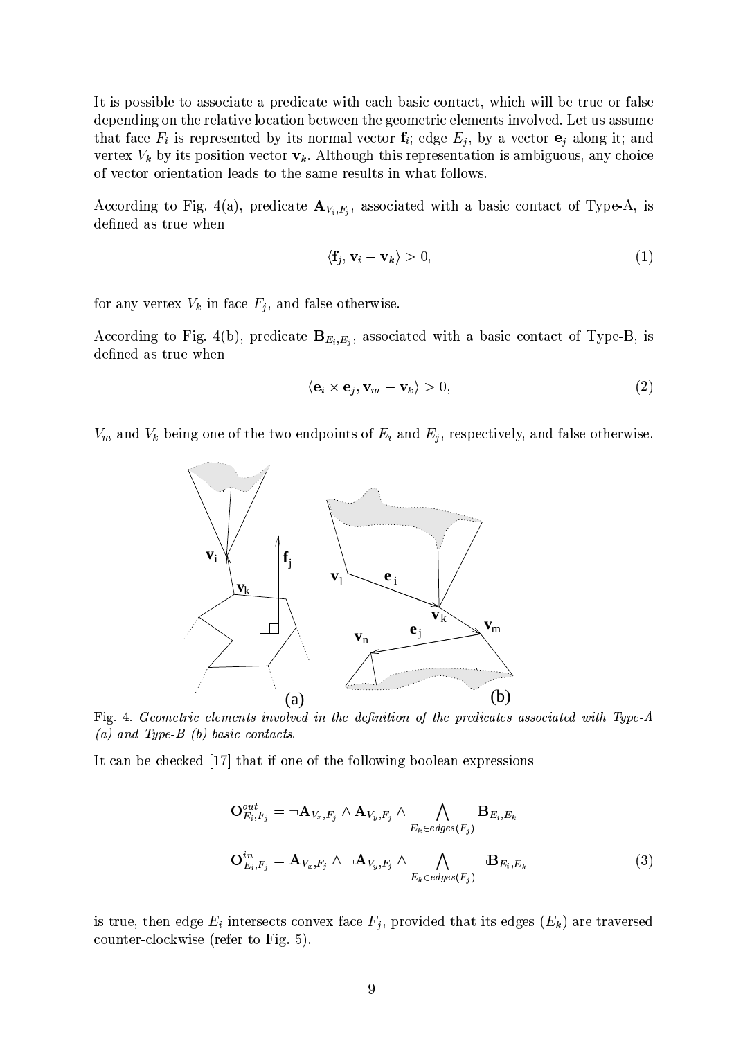It is possible to associate a predicate with each basic contact, which will be true or false depending on the relative location between the geometric elements involved. Let us assume that face $F_i$ is represented by its normal vector $\mathbf{f}_i$; edge $E_j$, by a vector $\mathbf{e}_j$ along it; and vertex $V_k$ by its position vector $\mathbf{v}_k$. Although this representation is ambiguous, any choice of vector orientation leads to the same results in what follows.

According to Fig. 4(a), predicate $\mathbf{A}_{V_i,F_j}$, associated with a basic contact of Type-A, is defined as true when

$$\langle \mathbf{f}_j, \mathbf{v}_i - \mathbf{v}_k \rangle > 0, \tag{1}$$

for any vertex $V_k$ in face $F_j$, and false otherwise.

According to Fig. 4(b), predicate $\mathbf{B}_{E_i,E_j}$, associated with a basic contact of Type-B, is defined as true when

$$\langle \mathbf{e}_i \times \mathbf{e}_j, \mathbf{v}_m - \mathbf{v}_k \rangle > 0, \tag{2}$$

$V_m$ and $V_k$ being one of the two endpoints of $E_i$ and $E_j$, respectively, and false otherwise.

Fig. 4. *Geometric elements involved in the definition of the predicates associated with Type-A (a) and Type-B (b) basic contacts.*

It can be checked [17] that if one of the following boolean expressions

$$\mathbf{O}^{out}_{E_i,F_j} = \neg\mathbf{A}_{V_x,F_j} \wedge \mathbf{A}_{V_y,F_j} \wedge \bigwedge_{E_k \in edges(F_j)} \mathbf{B}_{E_i,E_k}$$

$$\mathbf{O}^{in}_{E_i,F_j} = \mathbf{A}_{V_x,F_j} \wedge \neg\mathbf{A}_{V_y,F_j} \wedge \bigwedge_{E_k \in edges(F_j)} \neg\mathbf{B}_{E_i,E_k} \tag{3}$$

is true, then edge $E_i$ intersects convex face $F_j$, provided that its edges ($E_k$) are traversed counter-clockwise (refer to Fig. 5).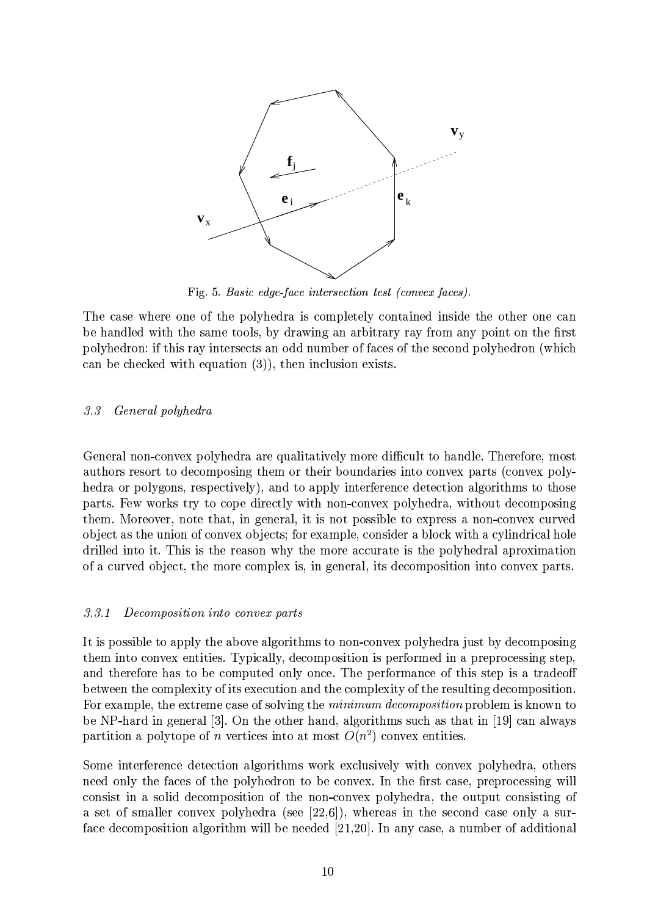Fig. 5. *Basic edge-face intersection test (convex faces).*

The case where one of the polyhedra is completely contained inside the other one can be handled with the same tools, by drawing an arbitrary ray from any point on the first polyhedron: if this ray intersects an odd number of faces of the second polyhedron (which can be checked with equation (3)), then inclusion exists.

### *3.3 General polyhedra*

General non-convex polyhedra are qualitatively more difficult to handle. Therefore, most authors resort to decomposing them or their boundaries into convex parts (convex polyhedra or polygons, respectively), and to apply interference detection algorithms to those parts. Few works try to cope directly with non-convex polyhedra, without decomposing them. Moreover, note that, in general, it is not possible to express a non-convex curved object as the union of convex objects; for example, consider a block with a cylindrical hole drilled into it. This is the reason why the more accurate is the polyhedral aproximation of a curved object, the more complex is, in general, its decomposition into convex parts.

#### *3.3.1 Decomposition into convex parts*

It is possible to apply the above algorithms to non-convex polyhedra just by decomposing them into convex entities. Typically, decomposition is performed in a preprocessing step, and therefore has to be computed only once. The performance of this step is a tradeoff between the complexity of its execution and the complexity of the resulting decomposition. For example, the extreme case of solving the *minimum decomposition* problem is known to be NP-hard in general [3]. On the other hand, algorithms such as that in [19] can always partition a polytope of $n$ vertices into at most $O(n^2)$ convex entities.

Some interference detection algorithms work exclusively with convex polyhedra, others need only the faces of the polyhedron to be convex. In the first case, preprocessing will consist in a solid decomposition of the non-convex polyhedra, the output consisting of a set of smaller convex polyhedra (see [22,6]), whereas in the second case only a surface decomposition algorithm will be needed [21,20]. In any case, a number of additional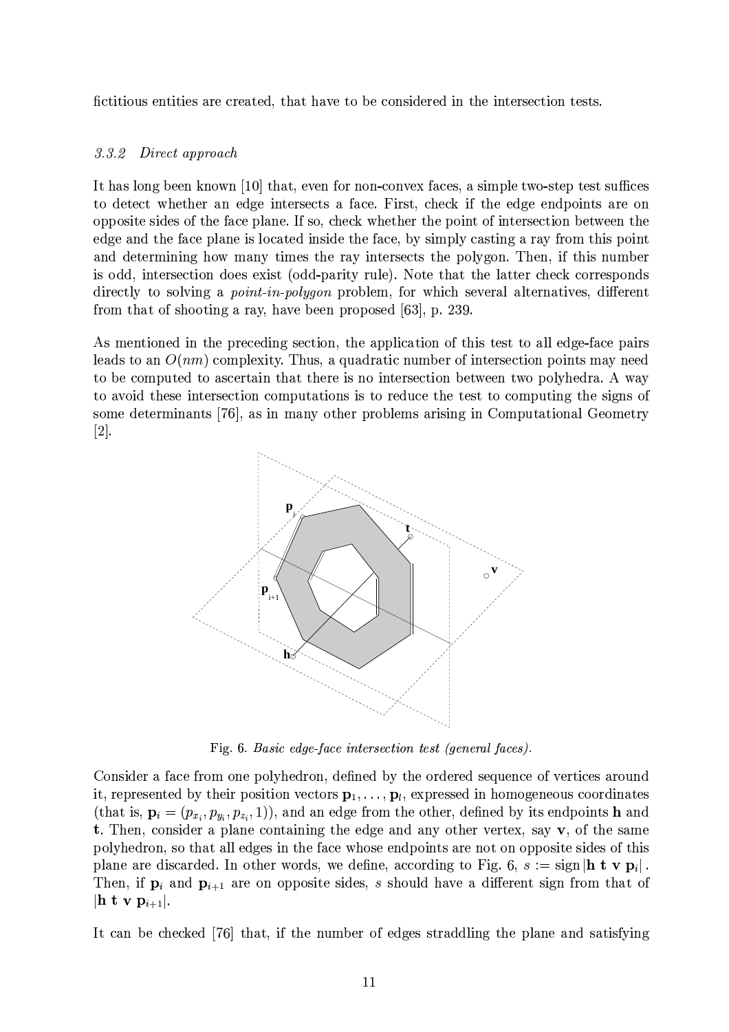fictitious entities are created, that have to be considered in the intersection tests.

### *3.3.2 Direct approach*

It has long been known [10] that, even for non-convex faces, a simple two-step test suffices to detect whether an edge intersects a face. First, check if the edge endpoints are on opposite sides of the face plane. If so, check whether the point of intersection between the edge and the face plane is located inside the face, by simply casting a ray from this point and determining how many times the ray intersects the polygon. Then, if this number is odd, intersection does exist (odd-parity rule). Note that the latter check corresponds directly to solving a *point-in-polygon* problem, for which several alternatives, different from that of shooting a ray, have been proposed [63], p. 239.

As mentioned in the preceding section, the application of this test to all edge-face pairs leads to an $O(nm)$ complexity. Thus, a quadratic number of intersection points may need to be computed to ascertain that there is no intersection between two polyhedra. A way to avoid these intersection computations is to reduce the test to computing the signs of some determinants [76], as in many other problems arising in Computational Geometry [2].

Fig. 6. *Basic edge-face intersection test (general faces).*

Consider a face from one polyhedron, defined by the ordered sequence of vertices around it, represented by their position vectors $\mathbf{p}_1, \ldots, \mathbf{p}_l$, expressed in homogeneous coordinates (that is, $\mathbf{p}_i = (p_{x_i}, p_{y_i}, p_{z_i}, 1)$), and an edge from the other, defined by its endpoints $\mathbf{h}$ and $\mathbf{t}$. Then, consider a plane containing the edge and any other vertex, say $\mathbf{v}$, of the same polyhedron, so that all edges in the face whose endpoints are not on opposite sides of this plane are discarded. In other words, we define, according to Fig. 6, $s := \operatorname{sign}|\mathbf{h}\ \mathbf{t}\ \mathbf{v}\ \mathbf{p}_i|$. Then, if $\mathbf{p}_i$ and $\mathbf{p}_{i+1}$ are on opposite sides, $s$ should have a different sign from that of $|\mathbf{h}\ \mathbf{t}\ \mathbf{v}\ \mathbf{p}_{i+1}|$.

It can be checked [76] that, if the number of edges straddling the plane and satisfying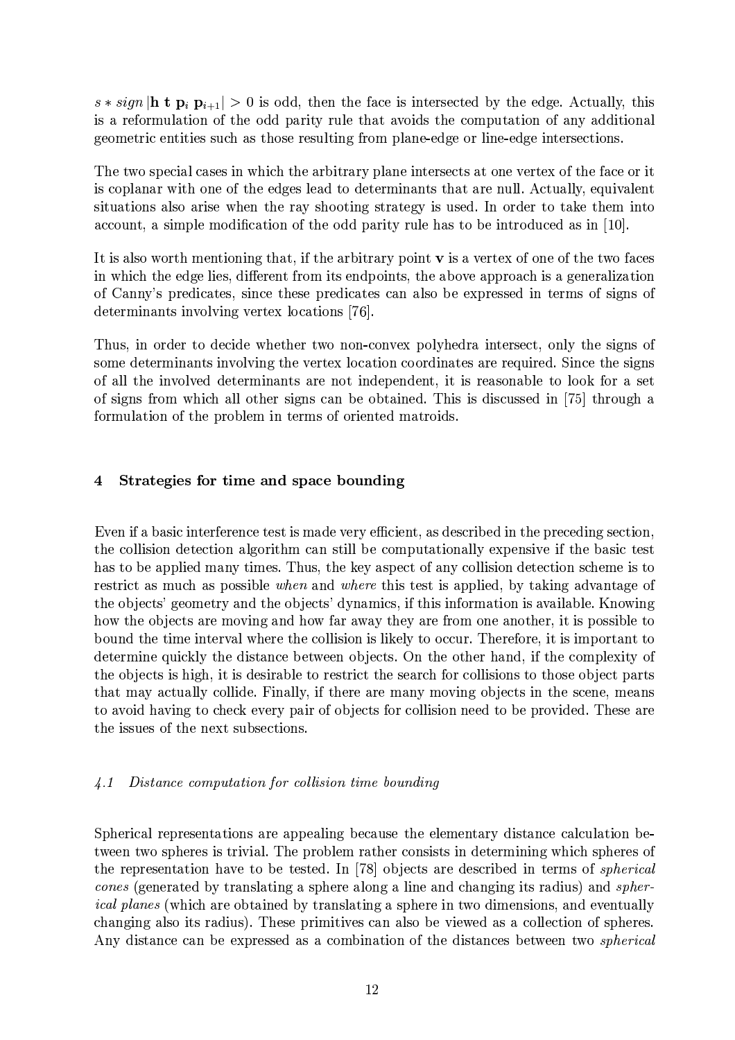$s * sign\,|\mathbf{h}\ \mathbf{t}\ \mathbf{p}_i\ \mathbf{p}_{i+1}| > 0$ is odd, then the face is intersected by the edge. Actually, this is a reformulation of the odd parity rule that avoids the computation of any additional geometric entities such as those resulting from plane-edge or line-edge intersections.

The two special cases in which the arbitrary plane intersects at one vertex of the face or it is coplanar with one of the edges lead to determinants that are null. Actually, equivalent situations also arise when the ray shooting strategy is used. In order to take them into account, a simple modification of the odd parity rule has to be introduced as in [10].

It is also worth mentioning that, if the arbitrary point $\mathbf{v}$ is a vertex of one of the two faces in which the edge lies, different from its endpoints, the above approach is a generalization of Canny's predicates, since these predicates can also be expressed in terms of signs of determinants involving vertex locations [76].

Thus, in order to decide whether two non-convex polyhedra intersect, only the signs of some determinants involving the vertex location coordinates are required. Since the signs of all the involved determinants are not independent, it is reasonable to look for a set of signs from which all other signs can be obtained. This is discussed in [75] through a formulation of the problem in terms of oriented matroids.

## 4 Strategies for time and space bounding

Even if a basic interference test is made very efficient, as described in the preceding section, the collision detection algorithm can still be computationally expensive if the basic test has to be applied many times. Thus, the key aspect of any collision detection scheme is to restrict as much as possible *when* and *where* this test is applied, by taking advantage of the objects' geometry and the objects' dynamics, if this information is available. Knowing how the objects are moving and how far away they are from one another, it is possible to bound the time interval where the collision is likely to occur. Therefore, it is important to determine quickly the distance between objects. On the other hand, if the complexity of the objects is high, it is desirable to restrict the search for collisions to those object parts that may actually collide. Finally, if there are many moving objects in the scene, means to avoid having to check every pair of objects for collision need to be provided. These are the issues of the next subsections.

### *4.1 Distance computation for collision time bounding*

Spherical representations are appealing because the elementary distance calculation between two spheres is trivial. The problem rather consists in determining which spheres of the representation have to be tested. In [78] objects are described in terms of *spherical cones* (generated by translating a sphere along a line and changing its radius) and *spherical planes* (which are obtained by translating a sphere in two dimensions, and eventually changing also its radius). These primitives can also be viewed as a collection of spheres. Any distance can be expressed as a combination of the distances between two *spherical*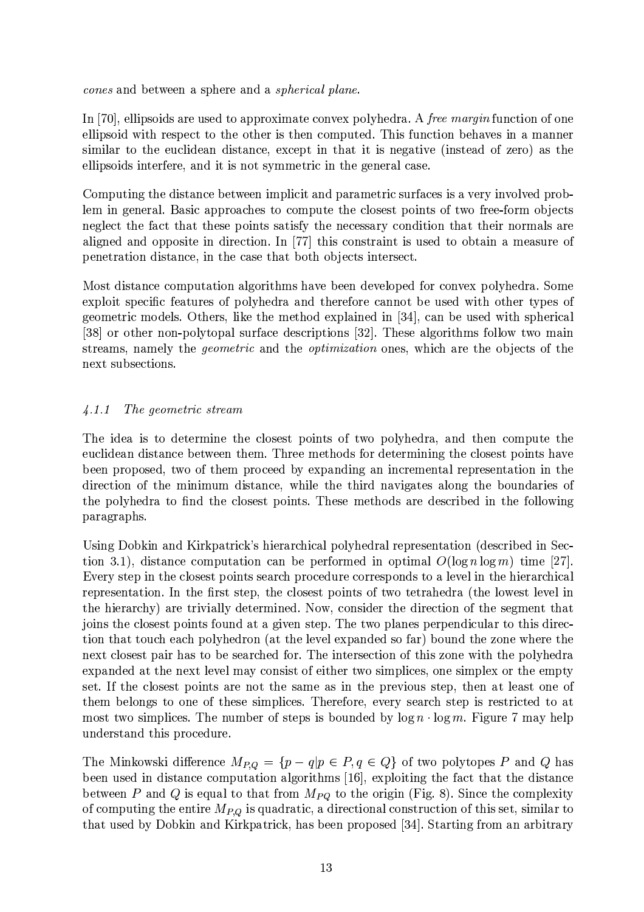*cones* and between a sphere and a *spherical plane*.

In [70], ellipsoids are used to approximate convex polyhedra. A *free margin* function of one ellipsoid with respect to the other is then computed. This function behaves in a manner similar to the euclidean distance, except in that it is negative (instead of zero) as the ellipsoids interfere, and it is not symmetric in the general case.

Computing the distance between implicit and parametric surfaces is a very involved problem in general. Basic approaches to compute the closest points of two free-form objects neglect the fact that these points satisfy the necessary condition that their normals are aligned and opposite in direction. In [77] this constraint is used to obtain a measure of penetration distance, in the case that both objects intersect.

Most distance computation algorithms have been developed for convex polyhedra. Some exploit specific features of polyhedra and therefore cannot be used with other types of geometric models. Others, like the method explained in [34], can be used with spherical [38] or other non-polytopal surface descriptions [32]. These algorithms follow two main streams, namely the *geometric* and the *optimization* ones, which are the objects of the next subsections.

### *4.1.1 The geometric stream*

The idea is to determine the closest points of two polyhedra, and then compute the euclidean distance between them. Three methods for determining the closest points have been proposed, two of them proceed by expanding an incremental representation in the direction of the minimum distance, while the third navigates along the boundaries of the polyhedra to find the closest points. These methods are described in the following paragraphs.

Using Dobkin and Kirkpatrick's hierarchical polyhedral representation (described in Section 3.1), distance computation can be performed in optimal $O(\log n \log m)$ time [27]. Every step in the closest points search procedure corresponds to a level in the hierarchical representation. In the first step, the closest points of two tetrahedra (the lowest level in the hierarchy) are trivially determined. Now, consider the direction of the segment that joins the closest points found at a given step. The two planes perpendicular to this direction that touch each polyhedron (at the level expanded so far) bound the zone where the next closest pair has to be searched for. The intersection of this zone with the polyhedra expanded at the next level may consist of either two simplices, one simplex or the empty set. If the closest points are not the same as in the previous step, then at least one of them belongs to one of these simplices. Therefore, every search step is restricted to at most two simplices. The number of steps is bounded by $\log n \cdot \log m$. Figure 7 may help understand this procedure.

The Minkowski difference $M_{P,Q} = \{p - q | p \in P, q \in Q\}$ of two polytopes $P$ and $Q$ has been used in distance computation algorithms [16], exploiting the fact that the distance between $P$ and $Q$ is equal to that from $M_{PQ}$ to the origin (Fig. 8). Since the complexity of computing the entire $M_{P,Q}$ is quadratic, a directional construction of this set, similar to that used by Dobkin and Kirkpatrick, has been proposed [34]. Starting from an arbitrary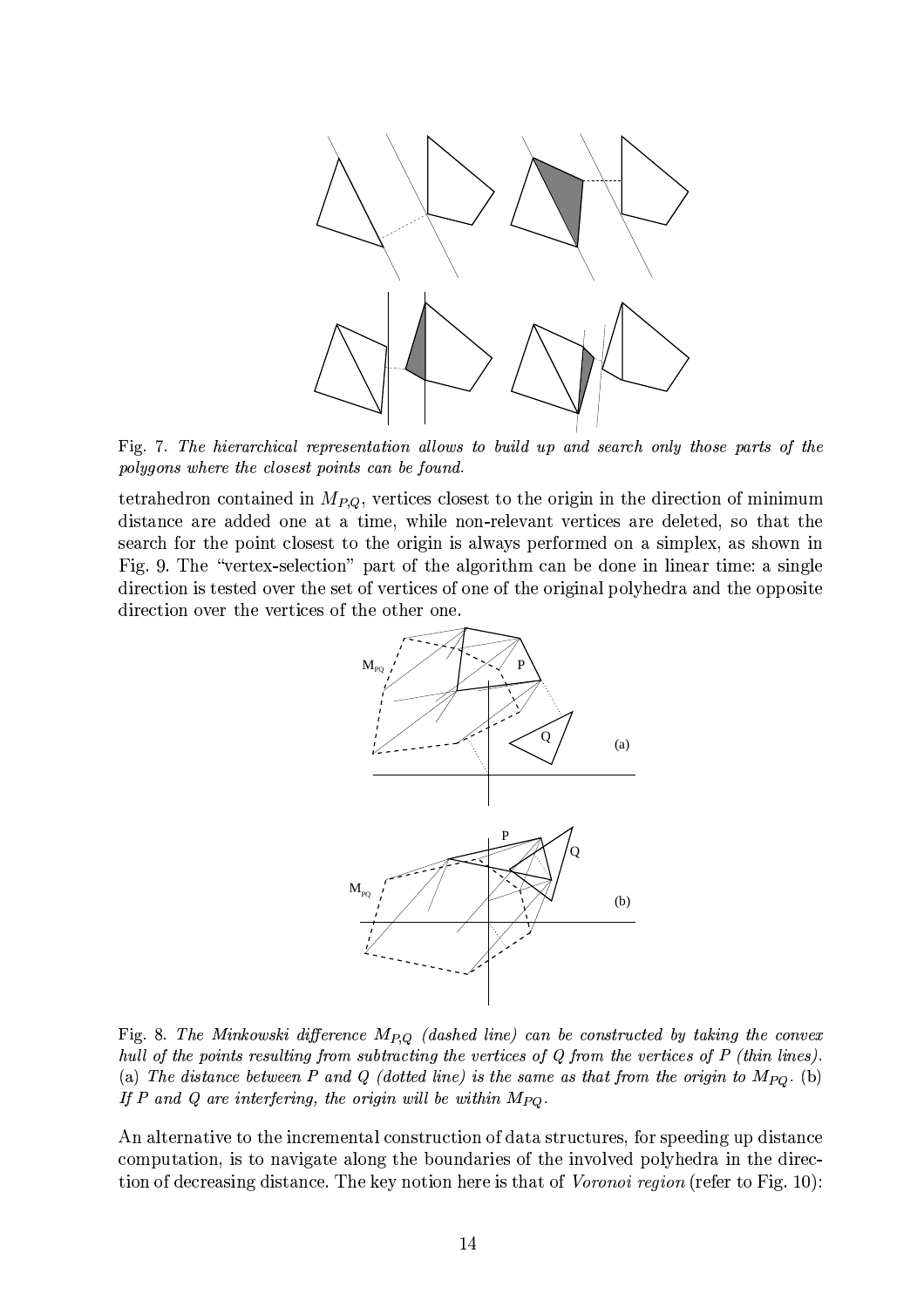Fig. 7. *The hierarchical representation allows to build up and search only those parts of the polygons where the closest points can be found.*

tetrahedron contained in $M_{P,Q}$, vertices closest to the origin in the direction of minimum distance are added one at a time, while non-relevant vertices are deleted, so that the search for the point closest to the origin is always performed on a simplex, as shown in Fig. 9. The "vertex-selection" part of the algorithm can be done in linear time: a single direction is tested over the set of vertices of one of the original polyhedra and the opposite direction over the vertices of the other one.

Fig. 8. *The Minkowski difference $M_{P,Q}$ (dashed line) can be constructed by taking the convex hull of the points resulting from subtracting the vertices of $Q$ from the vertices of $P$ (thin lines). (a) The distance between $P$ and $Q$ (dotted line) is the same as that from the origin to $M_{PQ}$. (b) If $P$ and $Q$ are interfering, the origin will be within $M_{PQ}$.*

An alternative to the incremental construction of data structures, for speeding up distance computation, is to navigate along the boundaries of the involved polyhedra in the direction of decreasing distance. The key notion here is that of *Voronoi region* (refer to Fig. 10):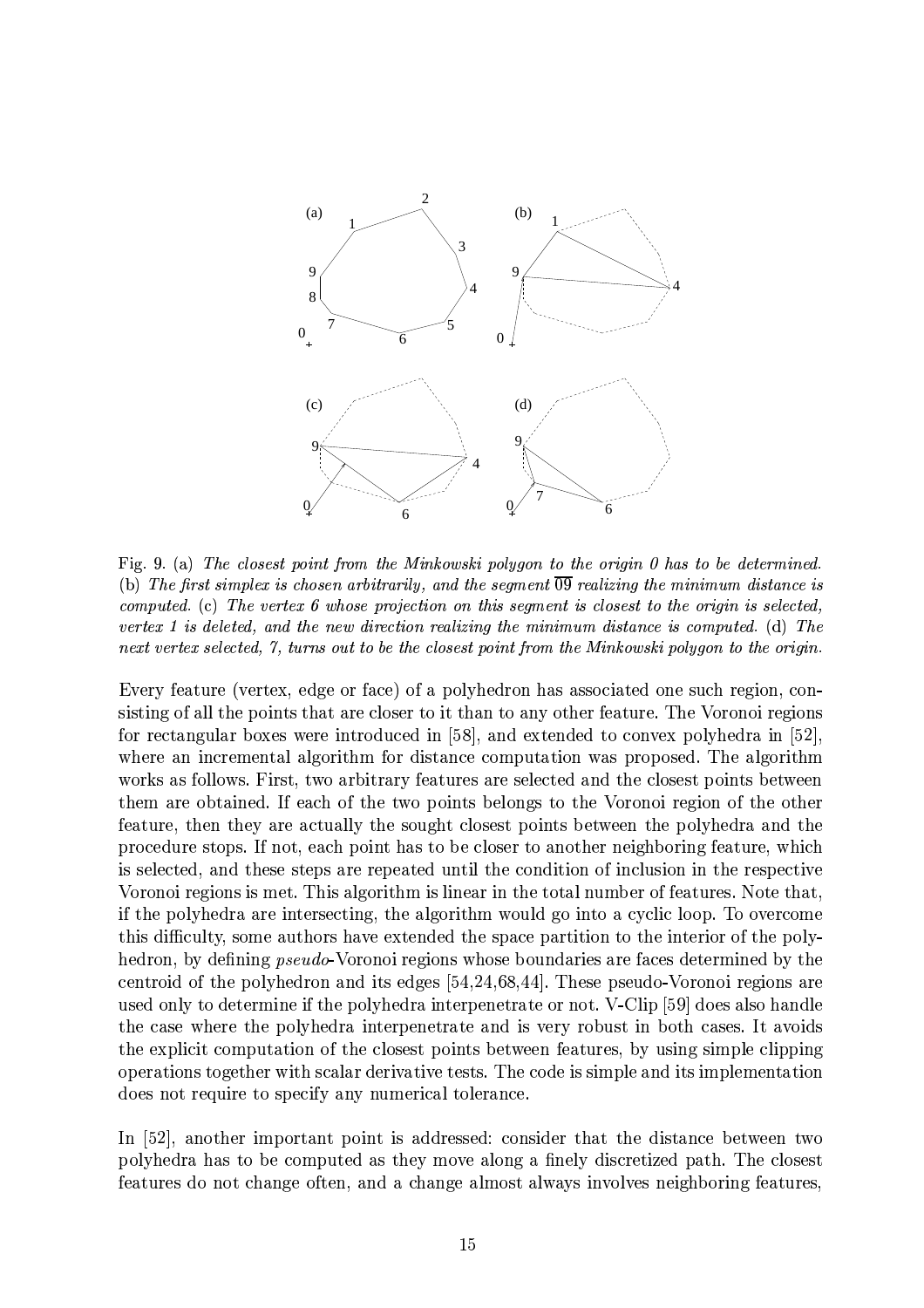Fig. 9. (a) *The closest point from the Minkowski polygon to the origin 0 has to be determined.* (b) *The first simplex is chosen arbitrarily, and the segment* $\overline{09}$ *realizing the minimum distance is computed.* (c) *The vertex 6 whose projection on this segment is closest to the origin is selected, vertex 1 is deleted, and the new direction realizing the minimum distance is computed.* (d) *The next vertex selected, 7, turns out to be the closest point from the Minkowski polygon to the origin.*

Every feature (vertex, edge or face) of a polyhedron has associated one such region, consisting of all the points that are closer to it than to any other feature. The Voronoi regions for rectangular boxes were introduced in [58], and extended to convex polyhedra in [52], where an incremental algorithm for distance computation was proposed. The algorithm works as follows. First, two arbitrary features are selected and the closest points between them are obtained. If each of the two points belongs to the Voronoi region of the other feature, then they are actually the sought closest points between the polyhedra and the procedure stops. If not, each point has to be closer to another neighboring feature, which is selected, and these steps are repeated until the condition of inclusion in the respective Voronoi regions is met. This algorithm is linear in the total number of features. Note that, if the polyhedra are intersecting, the algorithm would go into a cyclic loop. To overcome this difficulty, some authors have extended the space partition to the interior of the polyhedron, by defining *pseudo*-Voronoi regions whose boundaries are faces determined by the centroid of the polyhedron and its edges [54,24,68,44]. These pseudo-Voronoi regions are used only to determine if the polyhedra interpenetrate or not. V-Clip [59] does also handle the case where the polyhedra interpenetrate and is very robust in both cases. It avoids the explicit computation of the closest points between features, by using simple clipping operations together with scalar derivative tests. The code is simple and its implementation does not require to specify any numerical tolerance.

In [52], another important point is addressed: consider that the distance between two polyhedra has to be computed as they move along a finely discretized path. The closest features do not change often, and a change almost always involves neighboring features,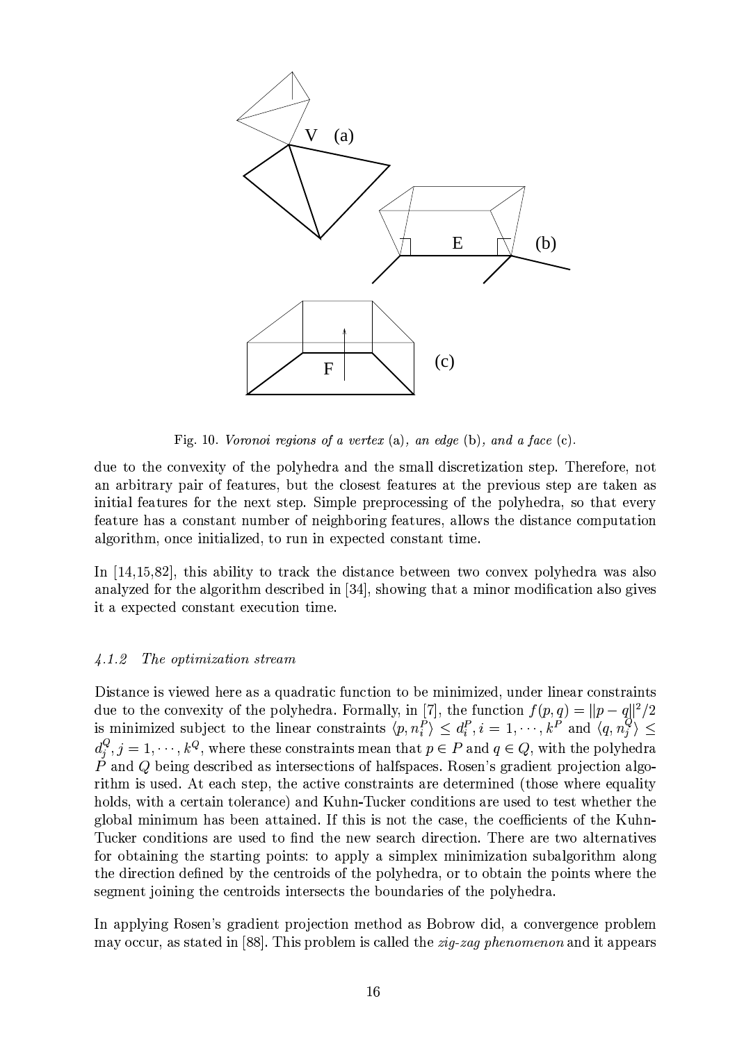Fig. 10. *Voronoi regions of a vertex* (a)*, an edge* (b)*, and a face* (c)*.*

due to the convexity of the polyhedra and the small discretization step. Therefore, not an arbitrary pair of features, but the closest features at the previous step are taken as initial features for the next step. Simple preprocessing of the polyhedra, so that every feature has a constant number of neighboring features, allows the distance computation algorithm, once initialized, to run in expected constant time.

In [14,15,82], this ability to track the distance between two convex polyhedra was also analyzed for the algorithm described in [34], showing that a minor modification also gives it a expected constant execution time.

#### *4.1.2 The optimization stream*

Distance is viewed here as a quadratic function to be minimized, under linear constraints due to the convexity of the polyhedra. Formally, in [7], the function $f(p, q) = \|p - q\|^2/2$ is minimized subject to the linear constraints $\langle p, n_i^P \rangle \leq d_i^P, i = 1, \cdots, k^P$ and $\langle q, n_j^Q \rangle \leq d_j^Q, j = 1, \cdots, k^Q$, where these constraints mean that $p \in P$ and $q \in Q$, with the polyhedra $P$ and $Q$ being described as intersections of halfspaces. Rosen's gradient projection algorithm is used. At each step, the active constraints are determined (those where equality holds, with a certain tolerance) and Kuhn-Tucker conditions are used to test whether the global minimum has been attained. If this is not the case, the coefficients of the Kuhn-Tucker conditions are used to find the new search direction. There are two alternatives for obtaining the starting points: to apply a simplex minimization subalgorithm along the direction defined by the centroids of the polyhedra, or to obtain the points where the segment joining the centroids intersects the boundaries of the polyhedra.

In applying Rosen's gradient projection method as Bobrow did, a convergence problem may occur, as stated in [88]. This problem is called the *zig-zag phenomenon* and it appears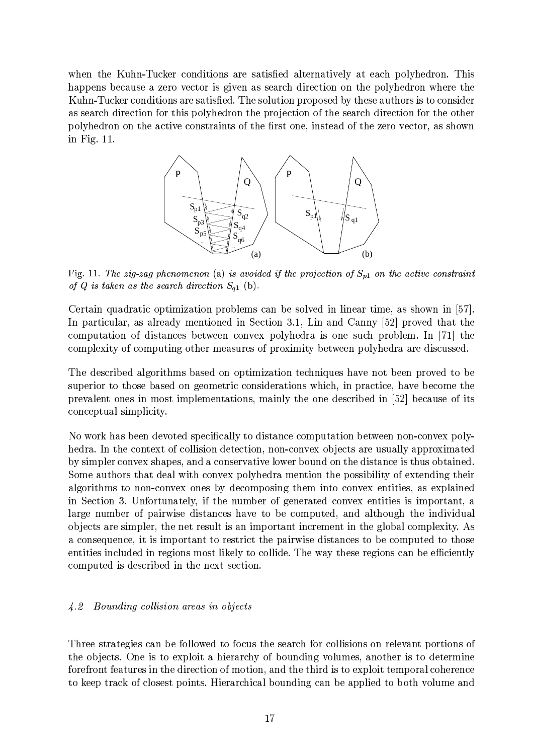when the Kuhn-Tucker conditions are satisfied alternatively at each polyhedron. This happens because a zero vector is given as search direction on the polyhedron where the Kuhn-Tucker conditions are satisfied. The solution proposed by these authors is to consider as search direction for this polyhedron the projection of the search direction for the other polyhedron on the active constraints of the first one, instead of the zero vector, as shown in Fig. 11.

Fig. 11. *The zig-zag phenomenon* (a) *is avoided if the projection of $S_{p1}$ on the active constraint of $Q$ is taken as the search direction $S_{q1}$* (b).

Certain quadratic optimization problems can be solved in linear time, as shown in [57]. In particular, as already mentioned in Section 3.1, Lin and Canny [52] proved that the computation of distances between convex polyhedra is one such problem. In [71] the complexity of computing other measures of proximity between polyhedra are discussed.

The described algorithms based on optimization techniques have not been proved to be superior to those based on geometric considerations which, in practice, have become the prevalent ones in most implementations, mainly the one described in [52] because of its conceptual simplicity.

No work has been devoted specifically to distance computation between non-convex polyhedra. In the context of collision detection, non-convex objects are usually approximated by simpler convex shapes, and a conservative lower bound on the distance is thus obtained. Some authors that deal with convex polyhedra mention the possibility of extending their algorithms to non-convex ones by decomposing them into convex entities, as explained in Section 3. Unfortunately, if the number of generated convex entities is important, a large number of pairwise distances have to be computed, and although the individual objects are simpler, the net result is an important increment in the global complexity. As a consequence, it is important to restrict the pairwise distances to be computed to those entities included in regions most likely to collide. The way these regions can be efficiently computed is described in the next section.

### *4.2 Bounding collision areas in objects*

Three strategies can be followed to focus the search for collisions on relevant portions of the objects. One is to exploit a hierarchy of bounding volumes, another is to determine forefront features in the direction of motion, and the third is to exploit temporal coherence to keep track of closest points. Hierarchical bounding can be applied to both volume and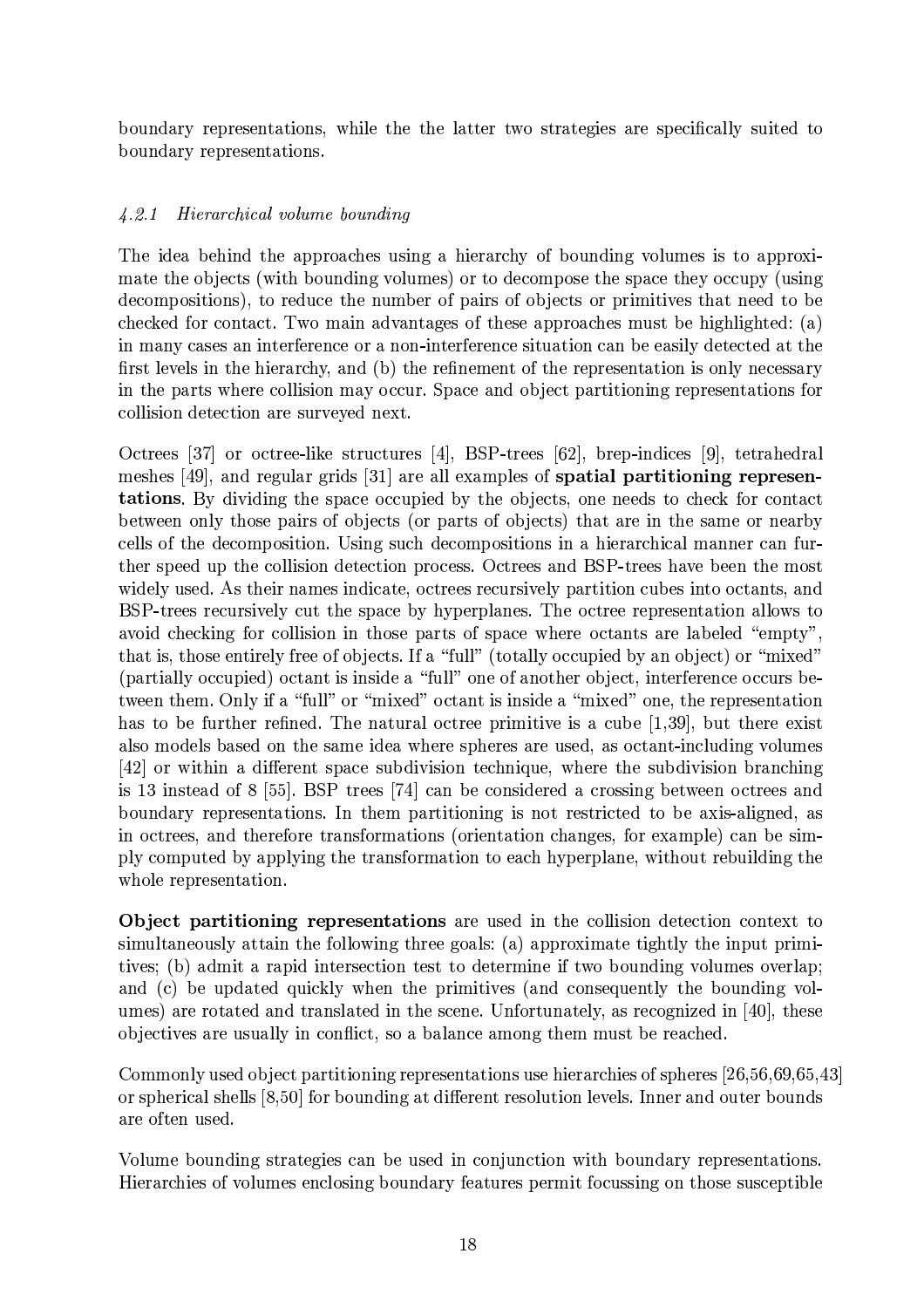boundary representations, while the the latter two strategies are specifically suited to boundary representations.

### *4.2.1 Hierarchical volume bounding*

The idea behind the approaches using a hierarchy of bounding volumes is to approximate the objects (with bounding volumes) or to decompose the space they occupy (using decompositions), to reduce the number of pairs of objects or primitives that need to be checked for contact. Two main advantages of these approaches must be highlighted: (a) in many cases an interference or a non-interference situation can be easily detected at the first levels in the hierarchy, and (b) the refinement of the representation is only necessary in the parts where collision may occur. Space and object partitioning representations for collision detection are surveyed next.

Octrees [37] or octree-like structures [4], BSP-trees [62], brep-indices [9], tetrahedral meshes [49], and regular grids [31] are all examples of **spatial partitioning representations**. By dividing the space occupied by the objects, one needs to check for contact between only those pairs of objects (or parts of objects) that are in the same or nearby cells of the decomposition. Using such decompositions in a hierarchical manner can further speed up the collision detection process. Octrees and BSP-trees have been the most widely used. As their names indicate, octrees recursively partition cubes into octants, and BSP-trees recursively cut the space by hyperplanes. The octree representation allows to avoid checking for collision in those parts of space where octants are labeled "empty", that is, those entirely free of objects. If a "full" (totally occupied by an object) or "mixed" (partially occupied) octant is inside a "full" one of another object, interference occurs between them. Only if a "full" or "mixed" octant is inside a "mixed" one, the representation has to be further refined. The natural octree primitive is a cube [1,39], but there exist also models based on the same idea where spheres are used, as octant-including volumes [42] or within a different space subdivision technique, where the subdivision branching is 13 instead of 8 [55]. BSP trees [74] can be considered a crossing between octrees and boundary representations. In them partitioning is not restricted to be axis-aligned, as in octrees, and therefore transformations (orientation changes, for example) can be simply computed by applying the transformation to each hyperplane, without rebuilding the whole representation.

**Object partitioning representations** are used in the collision detection context to simultaneously attain the following three goals: (a) approximate tightly the input primitives; (b) admit a rapid intersection test to determine if two bounding volumes overlap; and (c) be updated quickly when the primitives (and consequently the bounding volumes) are rotated and translated in the scene. Unfortunately, as recognized in [40], these objectives are usually in conflict, so a balance among them must be reached.

Commonly used object partitioning representations use hierarchies of spheres [26,56,69,65,43] or spherical shells [8,50] for bounding at different resolution levels. Inner and outer bounds are often used.

Volume bounding strategies can be used in conjunction with boundary representations. Hierarchies of volumes enclosing boundary features permit focussing on those susceptible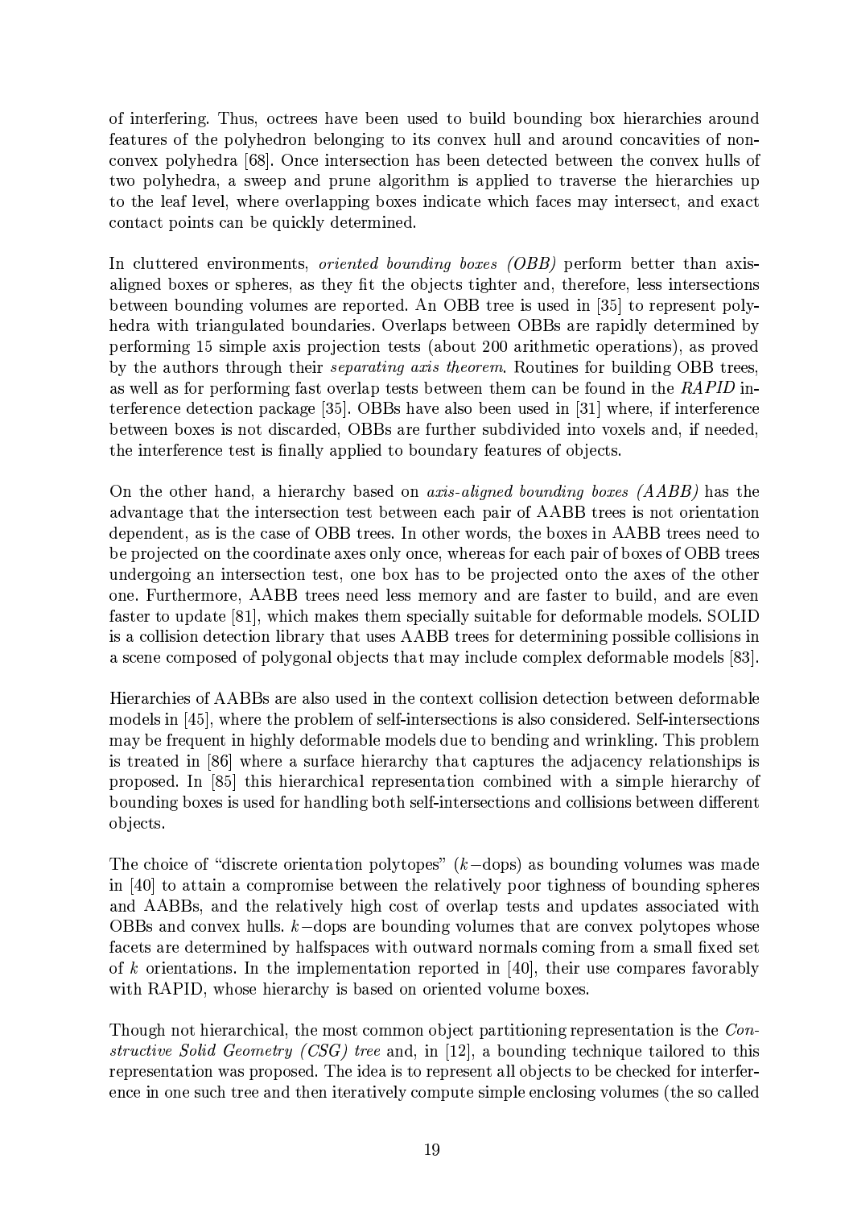of interfering. Thus, octrees have been used to build bounding box hierarchies around features of the polyhedron belonging to its convex hull and around concavities of non-convex polyhedra [68]. Once intersection has been detected between the convex hulls of two polyhedra, a sweep and prune algorithm is applied to traverse the hierarchies up to the leaf level, where overlapping boxes indicate which faces may intersect, and exact contact points can be quickly determined.

In cluttered environments, *oriented bounding boxes (OBB)* perform better than axis-aligned boxes or spheres, as they fit the objects tighter and, therefore, less intersections between bounding volumes are reported. An OBB tree is used in [35] to represent polyhedra with triangulated boundaries. Overlaps between OBBs are rapidly determined by performing 15 simple axis projection tests (about 200 arithmetic operations), as proved by the authors through their *separating axis theorem*. Routines for building OBB trees, as well as for performing fast overlap tests between them can be found in the *RAPID* interference detection package [35]. OBBs have also been used in [31] where, if interference between boxes is not discarded, OBBs are further subdivided into voxels and, if needed, the interference test is finally applied to boundary features of objects.

On the other hand, a hierarchy based on *axis-aligned bounding boxes (AABB)* has the advantage that the intersection test between each pair of AABB trees is not orientation dependent, as is the case of OBB trees. In other words, the boxes in AABB trees need to be projected on the coordinate axes only once, whereas for each pair of boxes of OBB trees undergoing an intersection test, one box has to be projected onto the axes of the other one. Furthermore, AABB trees need less memory and are faster to build, and are even faster to update [81], which makes them specially suitable for deformable models. SOLID is a collision detection library that uses AABB trees for determining possible collisions in a scene composed of polygonal objects that may include complex deformable models [83].

Hierarchies of AABBs are also used in the context collision detection between deformable models in [45], where the problem of self-intersections is also considered. Self-intersections may be frequent in highly deformable models due to bending and wrinkling. This problem is treated in [86] where a surface hierarchy that captures the adjacency relationships is proposed. In [85] this hierarchical representation combined with a simple hierarchy of bounding boxes is used for handling both self-intersections and collisions between different objects.

The choice of "discrete orientation polytopes" ($k-$dops) as bounding volumes was made in [40] to attain a compromise between the relatively poor tighness of bounding spheres and AABBs, and the relatively high cost of overlap tests and updates associated with OBBs and convex hulls. $k-$dops are bounding volumes that are convex polytopes whose facets are determined by halfspaces with outward normals coming from a small fixed set of $k$ orientations. In the implementation reported in [40], their use compares favorably with RAPID, whose hierarchy is based on oriented volume boxes.

Though not hierarchical, the most common object partitioning representation is the *Constructive Solid Geometry (CSG) tree* and, in [12], a bounding technique tailored to this representation was proposed. The idea is to represent all objects to be checked for interference in one such tree and then iteratively compute simple enclosing volumes (the so called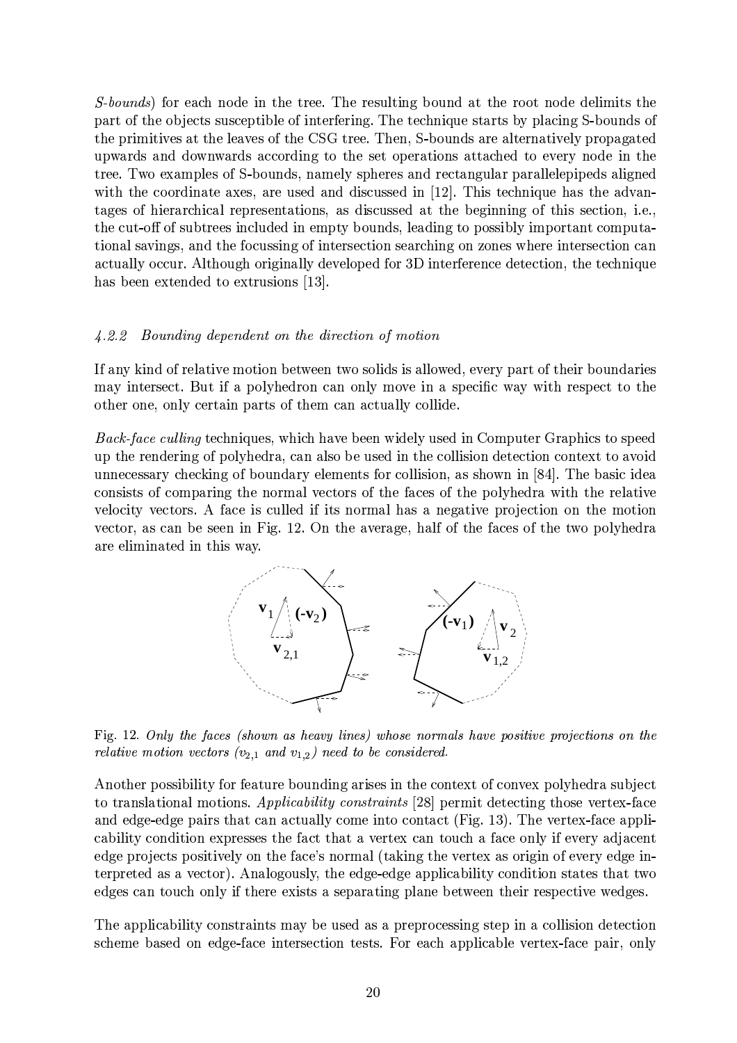*S-bounds*) for each node in the tree. The resulting bound at the root node delimits the part of the objects susceptible of interfering. The technique starts by placing S-bounds of the primitives at the leaves of the CSG tree. Then, S-bounds are alternatively propagated upwards and downwards according to the set operations attached to every node in the tree. Two examples of S-bounds, namely spheres and rectangular parallelepipeds aligned with the coordinate axes, are used and discussed in [12]. This technique has the advantages of hierarchical representations, as discussed at the beginning of this section, i.e., the cut-off of subtrees included in empty bounds, leading to possibly important computational savings, and the focussing of intersection searching on zones where intersection can actually occur. Although originally developed for 3D interference detection, the technique has been extended to extrusions [13].

#### *4.2.2 Bounding dependent on the direction of motion*

If any kind of relative motion between two solids is allowed, every part of their boundaries may intersect. But if a polyhedron can only move in a specific way with respect to the other one, only certain parts of them can actually collide.

*Back-face culling* techniques, which have been widely used in Computer Graphics to speed up the rendering of polyhedra, can also be used in the collision detection context to avoid unnecessary checking of boundary elements for collision, as shown in [84]. The basic idea consists of comparing the normal vectors of the faces of the polyhedra with the relative velocity vectors. A face is culled if its normal has a negative projection on the motion vector, as can be seen in Fig. 12. On the average, half of the faces of the two polyhedra are eliminated in this way.

Fig. 12. *Only the faces (shown as heavy lines) whose normals have positive projections on the relative motion vectors ($v_{2,1}$ and $v_{1,2}$) need to be considered.*

Another possibility for feature bounding arises in the context of convex polyhedra subject to translational motions. *Applicability constraints* [28] permit detecting those vertex-face and edge-edge pairs that can actually come into contact (Fig. 13). The vertex-face applicability condition expresses the fact that a vertex can touch a face only if every adjacent edge projects positively on the face's normal (taking the vertex as origin of every edge interpreted as a vector). Analogously, the edge-edge applicability condition states that two edges can touch only if there exists a separating plane between their respective wedges.

The applicability constraints may be used as a preprocessing step in a collision detection scheme based on edge-face intersection tests. For each applicable vertex-face pair, only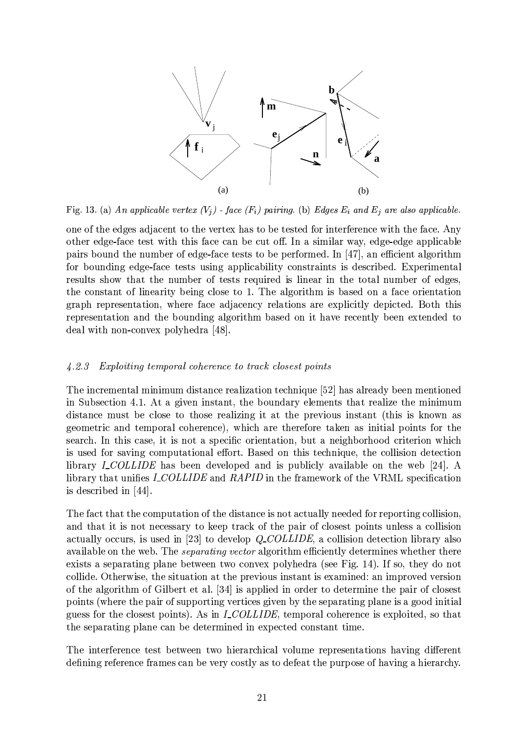Fig. 13. (a) *An applicable vertex ($V_j$) - face ($F_i$) pairing.* (b) *Edges $E_i$ and $E_j$ are also applicable.*

one of the edges adjacent to the vertex has to be tested for interference with the face. Any other edge-face test with this face can be cut off. In a similar way, edge-edge applicable pairs bound the number of edge-face tests to be performed. In [47], an efficient algorithm for bounding edge-face tests using applicability constraints is described. Experimental results show that the number of tests required is linear in the total number of edges, the constant of linearity being close to 1. The algorithm is based on a face orientation graph representation, where face adjacency relations are explicitly depicted. Both this representation and the bounding algorithm based on it have recently been extended to deal with non-convex polyhedra [48].

### 4.2.3 Exploiting temporal coherence to track closest points

The incremental minimum distance realization technique [52] has already been mentioned in Subsection 4.1. At a given instant, the boundary elements that realize the minimum distance must be close to those realizing it at the previous instant (this is known as geometric and temporal coherence), which are therefore taken as initial points for the search. In this case, it is not a specific orientation, but a neighborhood criterion which is used for saving computational effort. Based on this technique, the collision detection library *I_COLLIDE* has been developed and is publicly available on the web [24]. A library that unifies *I_COLLIDE* and *RAPID* in the framework of the VRML specification is described in [44].

The fact that the computation of the distance is not actually needed for reporting collision, and that it is not necessary to keep track of the pair of closest points unless a collision actually occurs, is used in [23] to develop *Q_COLLIDE*, a collision detection library also available on the web. The *separating vector* algorithm efficiently determines whether there exists a separating plane between two convex polyhedra (see Fig. 14). If so, they do not collide. Otherwise, the situation at the previous instant is examined: an improved version of the algorithm of Gilbert et al. [34] is applied in order to determine the pair of closest points (where the pair of supporting vertices given by the separating plane is a good initial guess for the closest points). As in *I_COLLIDE*, temporal coherence is exploited, so that the separating plane can be determined in expected constant time.

The interference test between two hierarchical volume representations having different defining reference frames can be very costly as to defeat the purpose of having a hierarchy.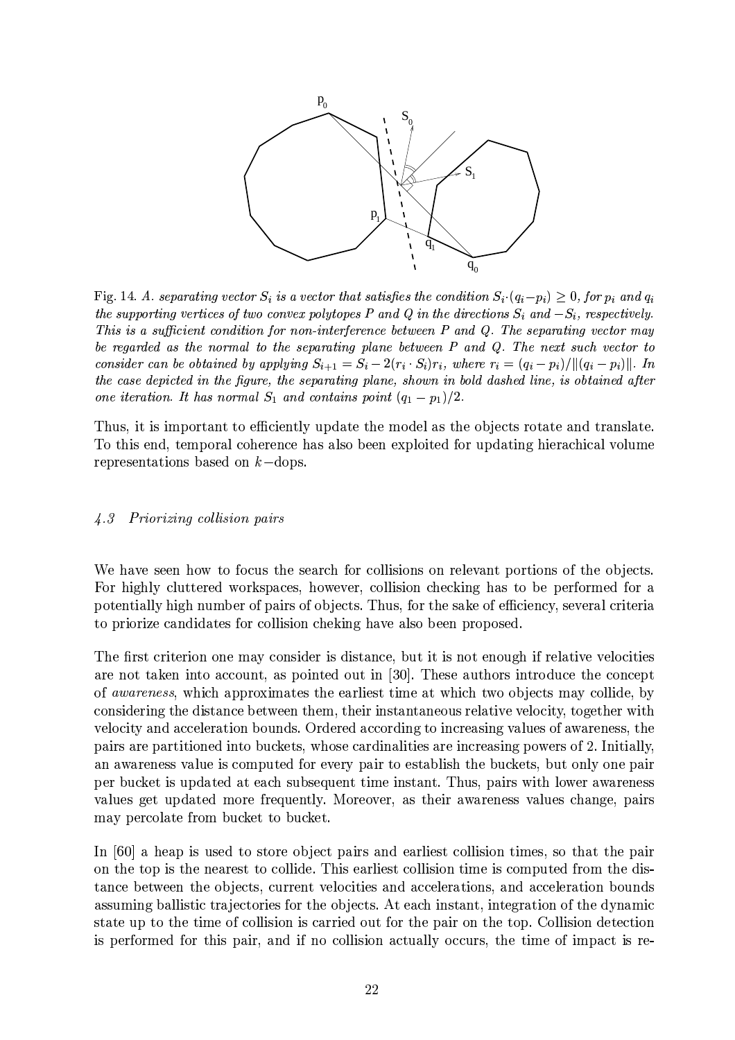Fig. 14. *A. separating vector $S_i$ is a vector that satisfies the condition $S_i \cdot (q_i - p_i) \geq 0$, for $p_i$ and $q_i$ the supporting vertices of two convex polytopes P and Q in the directions $S_i$ and $-S_i$, respectively. This is a sufficient condition for non-interference between P and Q. The separating vector may be regarded as the normal to the separating plane between P and Q. The next such vector to consider can be obtained by applying $S_{i+1} = S_i - 2(r_i \cdot S_i)r_i$, where $r_i = (q_i - p_i)/\|(q_i - p_i)\|$. In the case depicted in the figure, the separating plane, shown in bold dashed line, is obtained after one iteration. It has normal $S_1$ and contains point $(q_1 - p_1)/2$.*

Thus, it is important to efficiently update the model as the objects rotate and translate. To this end, temporal coherence has also been exploited for updating hierachical volume representations based on $k-$dops.

### *4.3 Priorizing collision pairs*

We have seen how to focus the search for collisions on relevant portions of the objects. For highly cluttered workspaces, however, collision checking has to be performed for a potentially high number of pairs of objects. Thus, for the sake of efficiency, several criteria to priorize candidates for collision cheking have also been proposed.

The first criterion one may consider is distance, but it is not enough if relative velocities are not taken into account, as pointed out in [30]. These authors introduce the concept of *awareness*, which approximates the earliest time at which two objects may collide, by considering the distance between them, their instantaneous relative velocity, together with velocity and acceleration bounds. Ordered according to increasing values of awareness, the pairs are partitioned into buckets, whose cardinalities are increasing powers of 2. Initially, an awareness value is computed for every pair to establish the buckets, but only one pair per bucket is updated at each subsequent time instant. Thus, pairs with lower awareness values get updated more frequently. Moreover, as their awareness values change, pairs may percolate from bucket to bucket.

In [60] a heap is used to store object pairs and earliest collision times, so that the pair on the top is the nearest to collide. This earliest collision time is computed from the distance between the objects, current velocities and accelerations, and acceleration bounds assuming ballistic trajectories for the objects. At each instant, integration of the dynamic state up to the time of collision is carried out for the pair on the top. Collision detection is performed for this pair, and if no collision actually occurs, the time of impact is re-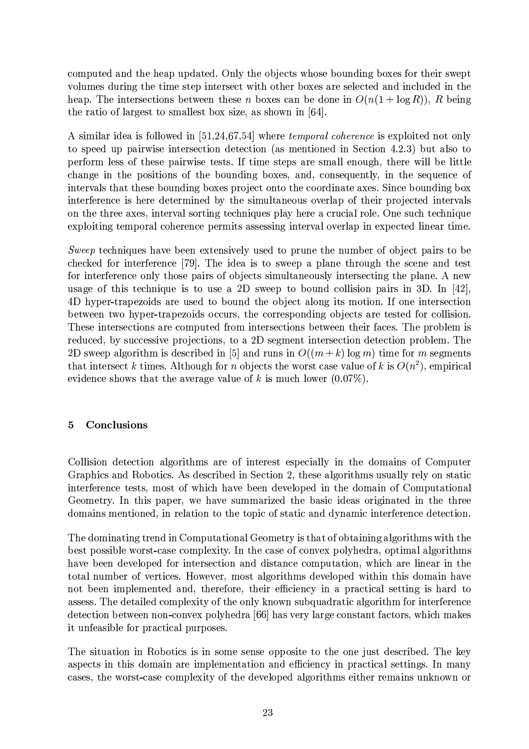computed and the heap updated. Only the objects whose bounding boxes for their swept volumes during the time step intersect with other boxes are selected and included in the heap. The intersections between these $n$ boxes can be done in $O(n(1 + \log R))$, $R$ being the ratio of largest to smallest box size, as shown in [64].

A similar idea is followed in [51,24,67,54] where *temporal coherence* is exploited not only to speed up pairwise intersection detection (as mentioned in Section 4.2.3) but also to perform less of these pairwise tests. If time steps are small enough, there will be little change in the positions of the bounding boxes, and, consequently, in the sequence of intervals that these bounding boxes project onto the coordinate axes. Since bounding box interference is here determined by the simultaneous overlap of their projected intervals on the three axes, interval sorting techniques play here a crucial role. One such technique exploiting temporal coherence permits assessing interval overlap in expected linear time.

*Sweep* techniques have been extensively used to prune the number of object pairs to be checked for interference [79]. The idea is to sweep a plane through the scene and test for interference only those pairs of objects simultaneously intersecting the plane. A new usage of this technique is to use a 2D sweep to bound collision pairs in 3D. In [42], 4D hyper-trapezoids are used to bound the object along its motion. If one intersection between two hyper-trapezoids occurs, the corresponding objects are tested for collision. These intersections are computed from intersections between their faces. The problem is reduced, by successive projections, to a 2D segment intersection detection problem. The 2D sweep algorithm is described in [5] and runs in $O((m + k) \log m)$ time for $m$ segments that intersect $k$ times. Although for $n$ objects the worst case value of $k$ is $O(n^2)$, empirical evidence shows that the average value of $k$ is much lower (0.07%).

## 5 Conclusions

Collision detection algorithms are of interest especially in the domains of Computer Graphics and Robotics. As described in Section 2, these algorithms usually rely on static interference tests, most of which have been developed in the domain of Computational Geometry. In this paper, we have summarized the basic ideas originated in the three domains mentioned, in relation to the topic of static and dynamic interference detection.

The dominating trend in Computational Geometry is that of obtaining algorithms with the best possible worst-case complexity. In the case of convex polyhedra, optimal algorithms have been developed for intersection and distance computation, which are linear in the total number of vertices. However, most algorithms developed within this domain have not been implemented and, therefore, their efficiency in a practical setting is hard to assess. The detailed complexity of the only known subquadratic algorithm for interference detection between non-convex polyhedra [66] has very large constant factors, which makes it unfeasible for practical purposes.

The situation in Robotics is in some sense opposite to the one just described. The key aspects in this domain are implementation and efficiency in practical settings. In many cases, the worst-case complexity of the developed algorithms either remains unknown or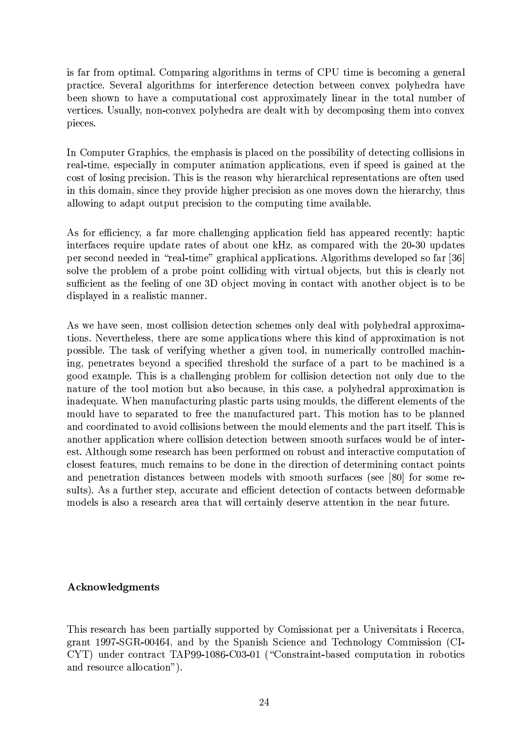is far from optimal. Comparing algorithms in terms of CPU time is becoming a general practice. Several algorithms for interference detection between convex polyhedra have been shown to have a computational cost approximately linear in the total number of vertices. Usually, non-convex polyhedra are dealt with by decomposing them into convex pieces.

In Computer Graphics, the emphasis is placed on the possibility of detecting collisions in real-time, especially in computer animation applications, even if speed is gained at the cost of losing precision. This is the reason why hierarchical representations are often used in this domain, since they provide higher precision as one moves down the hierarchy, thus allowing to adapt output precision to the computing time available.

As for efficiency, a far more challenging application field has appeared recently: haptic interfaces require update rates of about one kHz, as compared with the 20-30 updates per second needed in "real-time" graphical applications. Algorithms developed so far [36] solve the problem of a probe point colliding with virtual objects, but this is clearly not sufficient as the feeling of one 3D object moving in contact with another object is to be displayed in a realistic manner.

As we have seen, most collision detection schemes only deal with polyhedral approximations. Nevertheless, there are some applications where this kind of approximation is not possible. The task of verifying whether a given tool, in numerically controlled machining, penetrates beyond a specified threshold the surface of a part to be machined is a good example. This is a challenging problem for collision detection not only due to the nature of the tool motion but also because, in this case, a polyhedral approximation is inadequate. When manufacturing plastic parts using moulds, the different elements of the mould have to separated to free the manufactured part. This motion has to be planned and coordinated to avoid collisions between the mould elements and the part itself. This is another application where collision detection between smooth surfaces would be of interest. Although some research has been performed on robust and interactive computation of closest features, much remains to be done in the direction of determining contact points and penetration distances between models with smooth surfaces (see [80] for some results). As a further step, accurate and efficient detection of contacts between deformable models is also a research area that will certainly deserve attention in the near future.

### Acknowledgments

This research has been partially supported by Comissionat per a Universitats i Recerca, grant 1997-SGR-00464, and by the Spanish Science and Technology Commission (CICYT) under contract TAP99-1086-C03-01 ("Constraint-based computation in robotics and resource allocation").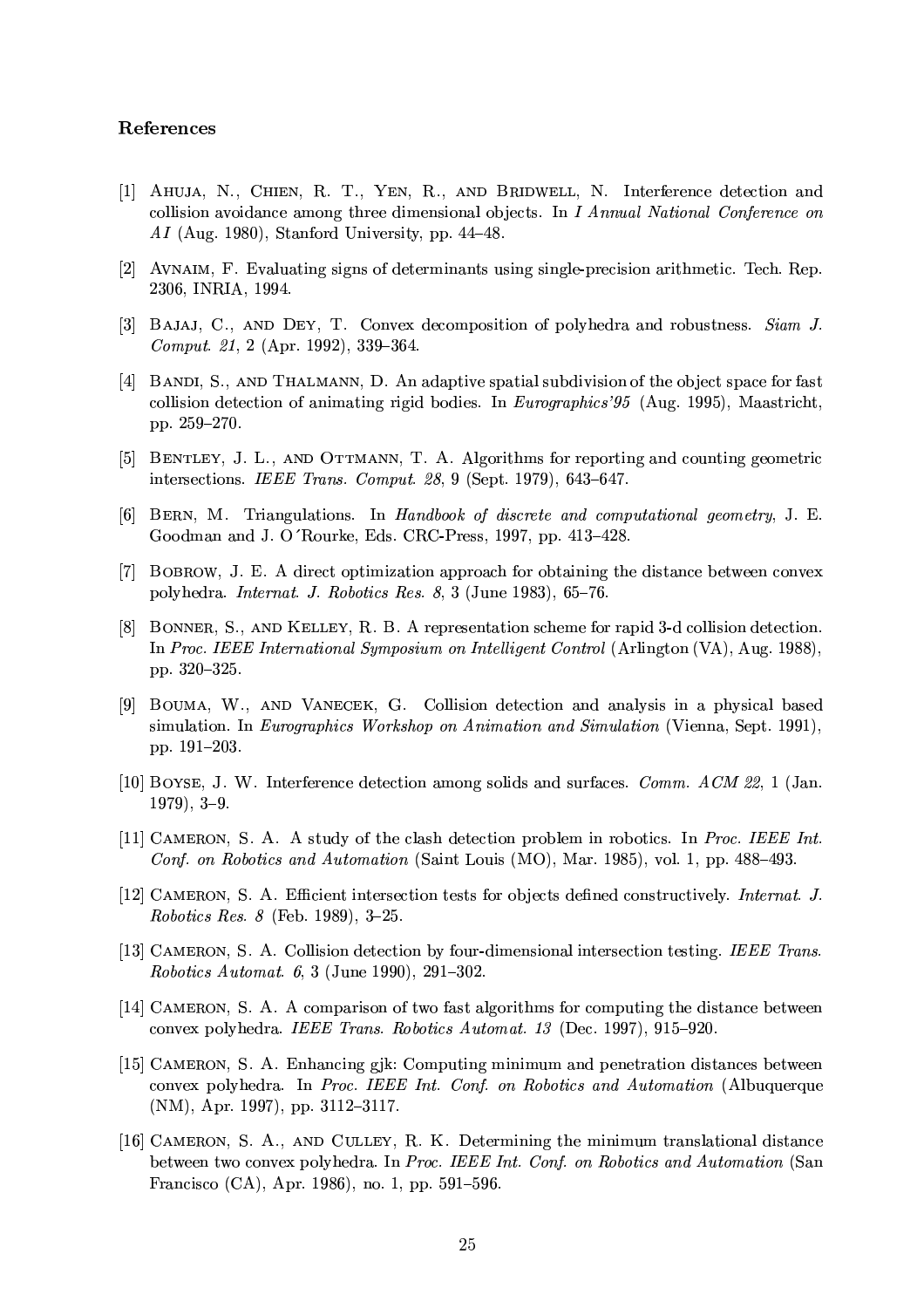## References

[1] Ahuja, N., Chien, R. T., Yen, R., and Bridwell, N. Interference detection and collision avoidance among three dimensional objects. In *I Annual National Conference on AI* (Aug. 1980), Stanford University, pp. 44–48.

[2] Avnaim, F. Evaluating signs of determinants using single-precision arithmetic. Tech. Rep. 2306, INRIA, 1994.

[3] Bajaj, C., and Dey, T. Convex decomposition of polyhedra and robustness. *Siam J. Comput. 21*, 2 (Apr. 1992), 339–364.

[4] Bandi, S., and Thalmann, D. An adaptive spatial subdivision of the object space for fast collision detection of animating rigid bodies. In *Eurographics'95* (Aug. 1995), Maastricht, pp. 259–270.

[5] Bentley, J. L., and Ottmann, T. A. Algorithms for reporting and counting geometric intersections. *IEEE Trans. Comput. 28*, 9 (Sept. 1979), 643–647.

[6] Bern, M. Triangulations. In *Handbook of discrete and computational geometry*, J. E. Goodman and J. O´Rourke, Eds. CRC-Press, 1997, pp. 413–428.

[7] Bobrow, J. E. A direct optimization approach for obtaining the distance between convex polyhedra. *Internat. J. Robotics Res. 8*, 3 (June 1983), 65–76.

[8] Bonner, S., and Kelley, R. B. A representation scheme for rapid 3-d collision detection. In *Proc. IEEE International Symposium on Intelligent Control* (Arlington (VA), Aug. 1988), pp. 320–325.

[9] Bouma, W., and Vanecek, G. Collision detection and analysis in a physical based simulation. In *Eurographics Workshop on Animation and Simulation* (Vienna, Sept. 1991), pp. 191–203.

[10] Boyse, J. W. Interference detection among solids and surfaces. *Comm. ACM 22*, 1 (Jan. 1979), 3–9.

[11] Cameron, S. A. A study of the clash detection problem in robotics. In *Proc. IEEE Int. Conf. on Robotics and Automation* (Saint Louis (MO), Mar. 1985), vol. 1, pp. 488–493.

[12] Cameron, S. A. Efficient intersection tests for objects defined constructively. *Internat. J. Robotics Res. 8* (Feb. 1989), 3–25.

[13] Cameron, S. A. Collision detection by four-dimensional intersection testing. *IEEE Trans. Robotics Automat. 6*, 3 (June 1990), 291–302.

[14] Cameron, S. A. A comparison of two fast algorithms for computing the distance between convex polyhedra. *IEEE Trans. Robotics Automat. 13* (Dec. 1997), 915–920.

[15] Cameron, S. A. Enhancing gjk: Computing minimum and penetration distances between convex polyhedra. In *Proc. IEEE Int. Conf. on Robotics and Automation* (Albuquerque (NM), Apr. 1997), pp. 3112–3117.

[16] Cameron, S. A., and Culley, R. K. Determining the minimum translational distance between two convex polyhedra. In *Proc. IEEE Int. Conf. on Robotics and Automation* (San Francisco (CA), Apr. 1986), no. 1, pp. 591–596.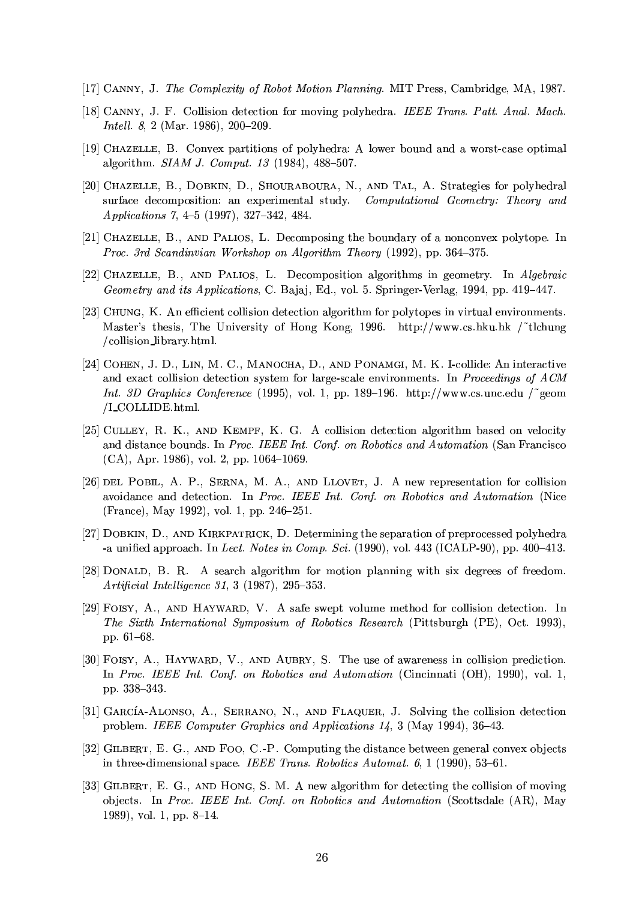[17] Canny, J. *The Complexity of Robot Motion Planning*. MIT Press, Cambridge, MA, 1987.

[18] Canny, J. F. Collision detection for moving polyhedra. *IEEE Trans. Patt. Anal. Mach. Intell. 8*, 2 (Mar. 1986), 200–209.

[19] Chazelle, B. Convex partitions of polyhedra: A lower bound and a worst-case optimal algorithm. *SIAM J. Comput. 13* (1984), 488–507.

[20] Chazelle, B., Dobkin, D., Shouraboura, N., and Tal, A. Strategies for polyhedral surface decomposition: an experimental study. *Computational Geometry: Theory and Applications 7*, 4–5 (1997), 327–342, 484.

[21] Chazelle, B., and Palios, L. Decomposing the boundary of a nonconvex polytope. In *Proc. 3rd Scandinvian Workshop on Algorithm Theory* (1992), pp. 364–375.

[22] Chazelle, B., and Palios, L. Decomposition algorithms in geometry. In *Algebraic Geometry and its Applications*, C. Bajaj, Ed., vol. 5. Springer-Verlag, 1994, pp. 419–447.

[23] Chung, K. An efficient collision detection algorithm for polytopes in virtual environments. Master's thesis, The University of Hong Kong, 1996. http://www.cs.hku.hk /~tlchung /collision_library.html.

[24] Cohen, J. D., Lin, M. C., Manocha, D., and Ponamgi, M. K. I-collide: An interactive and exact collision detection system for large-scale environments. In *Proceedings of ACM Int. 3D Graphics Conference* (1995), vol. 1, pp. 189–196. http://www.cs.unc.edu /~geom /I_COLLIDE.html.

[25] Culley, R. K., and Kempf, K. G. A collision detection algorithm based on velocity and distance bounds. In *Proc. IEEE Int. Conf. on Robotics and Automation* (San Francisco (CA), Apr. 1986), vol. 2, pp. 1064–1069.

[26] del Pobil, A. P., Serna, M. A., and Llovet, J. A new representation for collision avoidance and detection. In *Proc. IEEE Int. Conf. on Robotics and Automation* (Nice (France), May 1992), vol. 1, pp. 246–251.

[27] Dobkin, D., and Kirkpatrick, D. Determining the separation of preprocessed polyhedra -a unified approach. In *Lect. Notes in Comp. Sci.* (1990), vol. 443 (ICALP-90), pp. 400–413.

[28] Donald, B. R. A search algorithm for motion planning with six degrees of freedom. *Artificial Intelligence 31*, 3 (1987), 295–353.

[29] Foisy, A., and Hayward, V. A safe swept volume method for collision detection. In *The Sixth International Symposium of Robotics Research* (Pittsburgh (PE), Oct. 1993), pp. 61–68.

[30] Foisy, A., Hayward, V., and Aubry, S. The use of awareness in collision prediction. In *Proc. IEEE Int. Conf. on Robotics and Automation* (Cincinnati (OH), 1990), vol. 1, pp. 338–343.

[31] García-Alonso, A., Serrano, N., and Flaquer, J. Solving the collision detection problem. *IEEE Computer Graphics and Applications 14*, 3 (May 1994), 36–43.

[32] Gilbert, E. G., and Foo, C.-P. Computing the distance between general convex objects in three-dimensional space. *IEEE Trans. Robotics Automat. 6*, 1 (1990), 53–61.

[33] Gilbert, E. G., and Hong, S. M. A new algorithm for detecting the collision of moving objects. In *Proc. IEEE Int. Conf. on Robotics and Automation* (Scottsdale (AR), May 1989), vol. 1, pp. 8–14.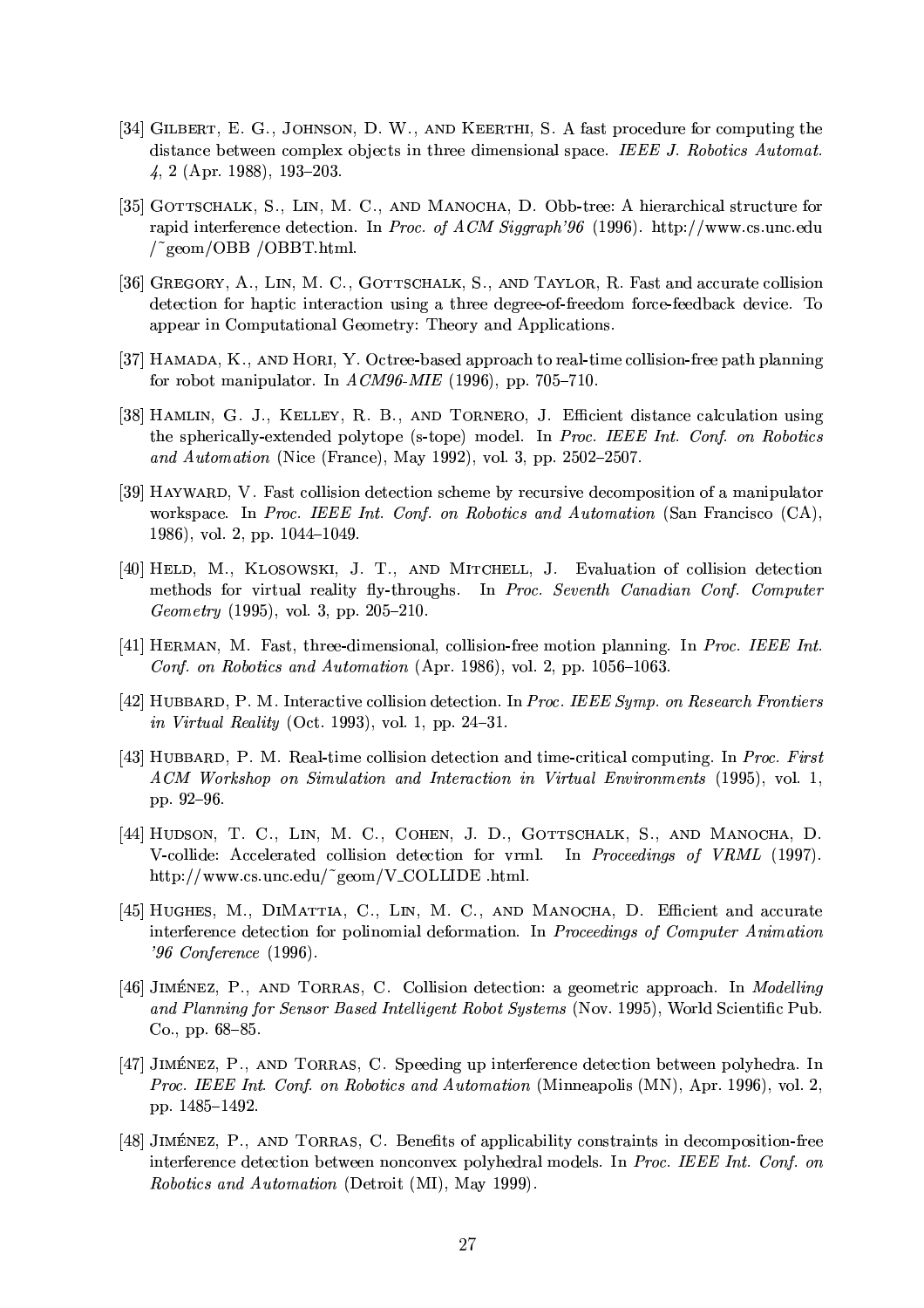[34] Gilbert, E. G., Johnson, D. W., and Keerthi, S. A fast procedure for computing the distance between complex objects in three dimensional space. *IEEE J. Robotics Automat. 4*, 2 (Apr. 1988), 193–203.

[35] Gottschalk, S., Lin, M. C., and Manocha, D. Obb-tree: A hierarchical structure for rapid interference detection. In *Proc. of ACM Siggraph'96* (1996). http://www.cs.unc.edu /~geom/OBB /OBBT.html.

[36] Gregory, A., Lin, M. C., Gottschalk, S., and Taylor, R. Fast and accurate collision detection for haptic interaction using a three degree-of-freedom force-feedback device. To appear in Computational Geometry: Theory and Applications.

[37] Hamada, K., and Hori, Y. Octree-based approach to real-time collision-free path planning for robot manipulator. In *ACM96-MIE* (1996), pp. 705–710.

[38] Hamlin, G. J., Kelley, R. B., and Tornero, J. Efficient distance calculation using the spherically-extended polytope (s-tope) model. In *Proc. IEEE Int. Conf. on Robotics and Automation* (Nice (France), May 1992), vol. 3, pp. 2502–2507.

[39] Hayward, V. Fast collision detection scheme by recursive decomposition of a manipulator workspace. In *Proc. IEEE Int. Conf. on Robotics and Automation* (San Francisco (CA), 1986), vol. 2, pp. 1044–1049.

[40] Held, M., Klosowski, J. T., and Mitchell, J. Evaluation of collision detection methods for virtual reality fly-throughs. In *Proc. Seventh Canadian Conf. Computer Geometry* (1995), vol. 3, pp. 205–210.

[41] Herman, M. Fast, three-dimensional, collision-free motion planning. In *Proc. IEEE Int. Conf. on Robotics and Automation* (Apr. 1986), vol. 2, pp. 1056–1063.

[42] Hubbard, P. M. Interactive collision detection. In *Proc. IEEE Symp. on Research Frontiers in Virtual Reality* (Oct. 1993), vol. 1, pp. 24–31.

[43] Hubbard, P. M. Real-time collision detection and time-critical computing. In *Proc. First ACM Workshop on Simulation and Interaction in Virtual Environments* (1995), vol. 1, pp. 92–96.

[44] Hudson, T. C., Lin, M. C., Cohen, J. D., Gottschalk, S., and Manocha, D. V-collide: Accelerated collision detection for vrml. In *Proceedings of VRML* (1997). http://www.cs.unc.edu/~geom/V_COLLIDE .html.

[45] Hughes, M., DiMattia, C., Lin, M. C., and Manocha, D. Efficient and accurate interference detection for polinomial deformation. In *Proceedings of Computer Animation '96 Conference* (1996).

[46] Jiménez, P., and Torras, C. Collision detection: a geometric approach. In *Modelling and Planning for Sensor Based Intelligent Robot Systems* (Nov. 1995), World Scientific Pub. Co., pp. 68–85.

[47] Jiménez, P., and Torras, C. Speeding up interference detection between polyhedra. In *Proc. IEEE Int. Conf. on Robotics and Automation* (Minneapolis (MN), Apr. 1996), vol. 2, pp. 1485–1492.

[48] Jiménez, P., and Torras, C. Benefits of applicability constraints in decomposition-free interference detection between nonconvex polyhedral models. In *Proc. IEEE Int. Conf. on Robotics and Automation* (Detroit (MI), May 1999).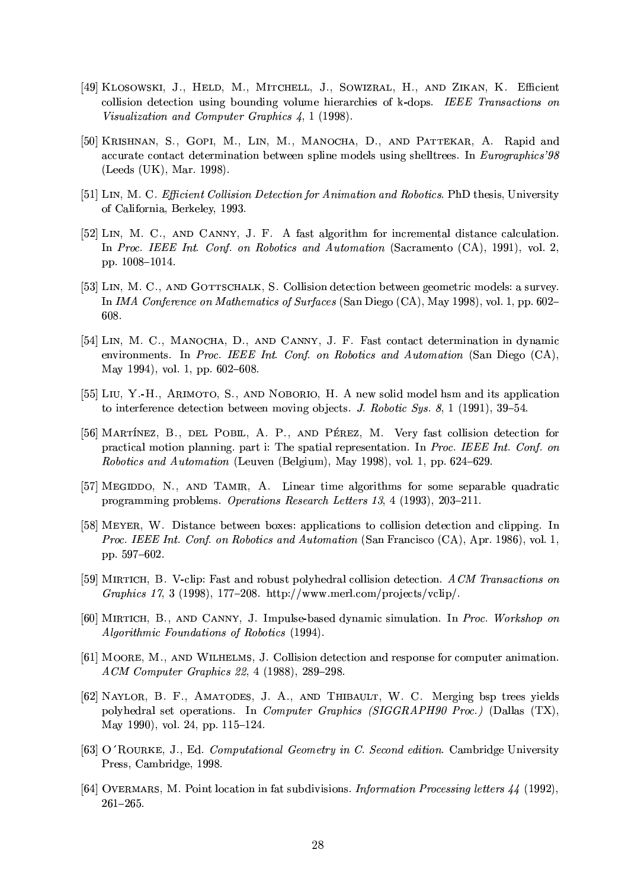[49] Klosowski, J., Held, M., Mitchell, J., Sowizral, H., and Zikan, K. Efficient collision detection using bounding volume hierarchies of k-dops. *IEEE Transactions on Visualization and Computer Graphics 4*, 1 (1998).

[50] Krishnan, S., Gopi, M., Lin, M., Manocha, D., and Pattekar, A. Rapid and accurate contact determination between spline models using shelltrees. In *Eurographics'98* (Leeds (UK), Mar. 1998).

[51] Lin, M. C. *Efficient Collision Detection for Animation and Robotics*. PhD thesis, University of California, Berkeley, 1993.

[52] Lin, M. C., and Canny, J. F. A fast algorithm for incremental distance calculation. In *Proc. IEEE Int. Conf. on Robotics and Automation* (Sacramento (CA), 1991), vol. 2, pp. 1008–1014.

[53] Lin, M. C., and Gottschalk, S. Collision detection between geometric models: a survey. In *IMA Conference on Mathematics of Surfaces* (San Diego (CA), May 1998), vol. 1, pp. 602–608.

[54] Lin, M. C., Manocha, D., and Canny, J. F. Fast contact determination in dynamic environments. In *Proc. IEEE Int. Conf. on Robotics and Automation* (San Diego (CA), May 1994), vol. 1, pp. 602–608.

[55] Liu, Y.-H., Arimoto, S., and Noborio, H. A new solid model hsm and its application to interference detection between moving objects. *J. Robotic Sys. 8*, 1 (1991), 39–54.

[56] Martínez, B., del Pobil, A. P., and Pérez, M. Very fast collision detection for practical motion planning. part i: The spatial representation. In *Proc. IEEE Int. Conf. on Robotics and Automation* (Leuven (Belgium), May 1998), vol. 1, pp. 624–629.

[57] Megiddo, N., and Tamir, A. Linear time algorithms for some separable quadratic programming problems. *Operations Research Letters 13*, 4 (1993), 203–211.

[58] Meyer, W. Distance between boxes: applications to collision detection and clipping. In *Proc. IEEE Int. Conf. on Robotics and Automation* (San Francisco (CA), Apr. 1986), vol. 1, pp. 597–602.

[59] Mirtich, B. V-clip: Fast and robust polyhedral collision detection. *ACM Transactions on Graphics 17*, 3 (1998), 177–208. http://www.merl.com/projects/vclip/.

[60] Mirtich, B., and Canny, J. Impulse-based dynamic simulation. In *Proc. Workshop on Algorithmic Foundations of Robotics* (1994).

[61] Moore, M., and Wilhelms, J. Collision detection and response for computer animation. *ACM Computer Graphics 22*, 4 (1988), 289–298.

[62] Naylor, B. F., Amatodes, J. A., and Thibault, W. C. Merging bsp trees yields polyhedral set operations. In *Computer Graphics (SIGGRAPH90 Proc.)* (Dallas (TX), May 1990), vol. 24, pp. 115–124.

[63] O´Rourke, J., Ed. *Computational Geometry in C. Second edition*. Cambridge University Press, Cambridge, 1998.

[64] Overmars, M. Point location in fat subdivisions. *Information Processing letters 44* (1992), 261–265.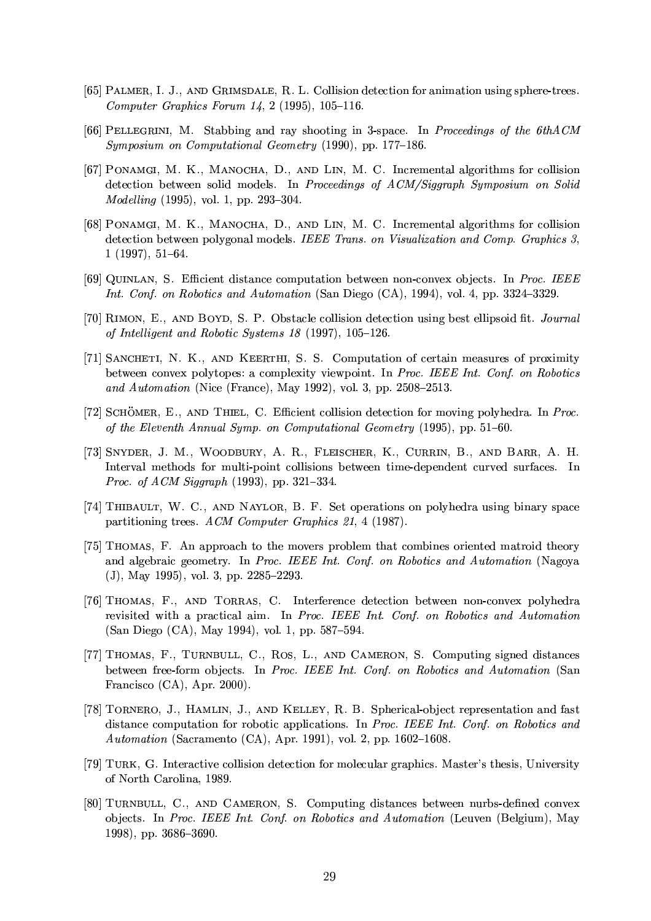[65] Palmer, I. J., and Grimsdale, R. L. Collision detection for animation using sphere-trees. *Computer Graphics Forum 14*, 2 (1995), 105–116.

[66] Pellegrini, M. Stabbing and ray shooting in 3-space. In *Proceedings of the 6thACM Symposium on Computational Geometry* (1990), pp. 177–186.

[67] Ponamgi, M. K., Manocha, D., and Lin, M. C. Incremental algorithms for collision detection between solid models. In *Proceedings of ACM/Siggraph Symposium on Solid Modelling* (1995), vol. 1, pp. 293–304.

[68] Ponamgi, M. K., Manocha, D., and Lin, M. C. Incremental algorithms for collision detection between polygonal models. *IEEE Trans. on Visualization and Comp. Graphics 3*, 1 (1997), 51–64.

[69] Quinlan, S. Efficient distance computation between non-convex objects. In *Proc. IEEE Int. Conf. on Robotics and Automation* (San Diego (CA), 1994), vol. 4, pp. 3324–3329.

[70] Rimon, E., and Boyd, S. P. Obstacle collision detection using best ellipsoid fit. *Journal of Intelligent and Robotic Systems 18* (1997), 105–126.

[71] Sancheti, N. K., and Keerthi, S. S. Computation of certain measures of proximity between convex polytopes: a complexity viewpoint. In *Proc. IEEE Int. Conf. on Robotics and Automation* (Nice (France), May 1992), vol. 3, pp. 2508–2513.

[72] Schömer, E., and Thiel, C. Efficient collision detection for moving polyhedra. In *Proc. of the Eleventh Annual Symp. on Computational Geometry* (1995), pp. 51–60.

[73] Snyder, J. M., Woodbury, A. R., Fleischer, K., Currin, B., and Barr, A. H. Interval methods for multi-point collisions between time-dependent curved surfaces. In *Proc. of ACM Siggraph* (1993), pp. 321–334.

[74] Thibault, W. C., and Naylor, B. F. Set operations on polyhedra using binary space partitioning trees. *ACM Computer Graphics 21*, 4 (1987).

[75] Thomas, F. An approach to the movers problem that combines oriented matroid theory and algebraic geometry. In *Proc. IEEE Int. Conf. on Robotics and Automation* (Nagoya (J), May 1995), vol. 3, pp. 2285–2293.

[76] Thomas, F., and Torras, C. Interference detection between non-convex polyhedra revisited with a practical aim. In *Proc. IEEE Int. Conf. on Robotics and Automation* (San Diego (CA), May 1994), vol. 1, pp. 587–594.

[77] Thomas, F., Turnbull, C., Ros, L., and Cameron, S. Computing signed distances between free-form objects. In *Proc. IEEE Int. Conf. on Robotics and Automation* (San Francisco (CA), Apr. 2000).

[78] Tornero, J., Hamlin, J., and Kelley, R. B. Spherical-object representation and fast distance computation for robotic applications. In *Proc. IEEE Int. Conf. on Robotics and Automation* (Sacramento (CA), Apr. 1991), vol. 2, pp. 1602–1608.

[79] Turk, G. Interactive collision detection for molecular graphics. Master's thesis, University of North Carolina, 1989.

[80] Turnbull, C., and Cameron, S. Computing distances between nurbs-defined convex objects. In *Proc. IEEE Int. Conf. on Robotics and Automation* (Leuven (Belgium), May 1998), pp. 3686–3690.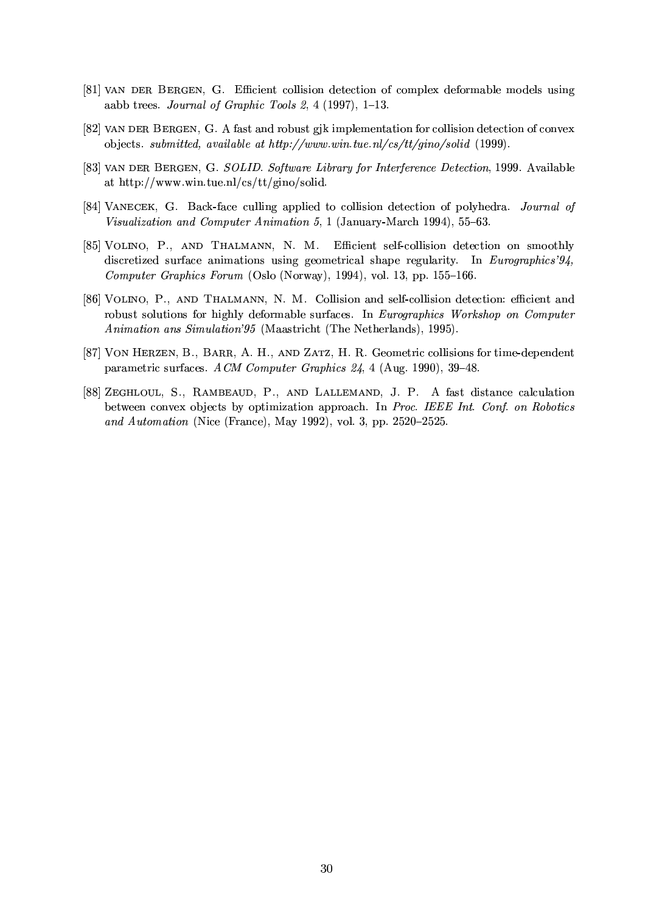[81] van der Bergen, G. Efficient collision detection of complex deformable models using aabb trees. *Journal of Graphic Tools 2*, 4 (1997), 1–13.

[82] van der Bergen, G. A fast and robust gjk implementation for collision detection of convex objects. *submitted, available at http://www.win.tue.nl/cs/tt/gino/solid* (1999).

[83] van der Bergen, G. *SOLID. Software Library for Interference Detection*, 1999. Available at http://www.win.tue.nl/cs/tt/gino/solid.

[84] Vanecek, G. Back-face culling applied to collision detection of polyhedra. *Journal of Visualization and Computer Animation 5*, 1 (January-March 1994), 55–63.

[85] Volino, P., and Thalmann, N. M. Efficient self-collision detection on smoothly discretized surface animations using geometrical shape regularity. In *Eurographics'94, Computer Graphics Forum* (Oslo (Norway), 1994), vol. 13, pp. 155–166.

[86] Volino, P., and Thalmann, N. M. Collision and self-collision detection: efficient and robust solutions for highly deformable surfaces. In *Eurographics Workshop on Computer Animation ans Simulation'95* (Maastricht (The Netherlands), 1995).

[87] Von Herzen, B., Barr, A. H., and Zatz, H. R. Geometric collisions for time-dependent parametric surfaces. *ACM Computer Graphics 24*, 4 (Aug. 1990), 39–48.

[88] Zeghloul, S., Rambeaud, P., and Lallemand, J. P. A fast distance calculation between convex objects by optimization approach. In *Proc. IEEE Int. Conf. on Robotics and Automation* (Nice (France), May 1992), vol. 3, pp. 2520–2525.